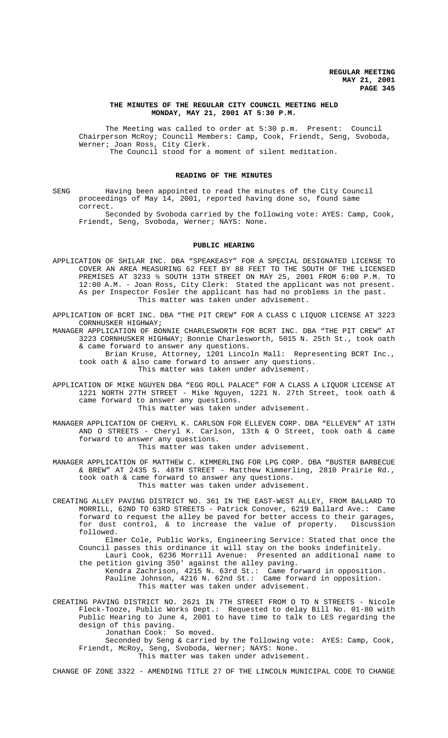# THE MINUTES OF THE REGULAR CITY COUNCIL MEETING HELD MONDAY, MAY 21, 2001 AT 5:30 P.M.

The Meeting was called to order at 5:30 p.m. Present: Council Chairperson McRoy; Council Members: Camp, Cook, Friendt, Seng, Svoboda, Werner; Joan Ross, City Clerk.

The Council stood for a moment of silent meditation.

## READING OF THE MINUTES

SENG Having been appointed to read the minutes of the City Council proceedings of May 14, 2001, reported having done so, found same correct.

Seconded by Svoboda carried by the following vote: AYES: Camp, Cook, Friendt, Seng, Svoboda, Werner; NAYS: None.

## PUBLIC HEARING

APPLICATION OF SHILAR INC. DBA "SPEAKEASY" FOR A SPECIAL DESIGNATED LICENSE TO COVER AN AREA MEASURING 62 FEET BY 88 FEET TO THE SOUTH OF THE LICENSED PREMISES AT 3233 ½ SOUTH 13TH STREET ON MAY 25, 2001 FROM 6:00 P.M. TO 12:00 A.M. - Joan Ross, City Clerk: Stated the applicant was not present. As per Inspector Fosler the applicant has had no problems in the past.

This matter was taken under advisement.

APPLICATION OF BCRT INC. DBA "THE PIT CREW" FOR A CLASS C LIQUOR LICENSE AT 3223 CORNHUSKER HIGHWAY;

MANAGER APPLICATION OF BONNIE CHARLESWORTH FOR BCRT INC. DBA "THE PIT CREW" AT 3223 CORNHUSKER HIGHWAY; Bonnie Charlesworth, 5015 N. 25th St., took oath & came forward to answer any questions.

Brian Kruse, Attorney, 1201 Lincoln Mall: Representing BCRT Inc., took oath & also came forward to answer any questions.

This matter was taken under advisement.

APPLICATION OF MIKE NGUYEN DBA "EGG ROLL PALACE" FOR A CLASS A LIQUOR LICENSE AT 1221 NORTH 27TH STREET - Mike Nguyen, 1221 N. 27th Street, took oath & came forward to answer any questions.

This matter was taken under advisement.

MANAGER APPLICATION OF CHERYL K. CARLSON FOR ELLEVEN CORP. DBA "ELLEVEN" AT 13TH AND O STREETS - Cheryl K. Carlson, 13th & O Street, took oath & came forward to answer any questions.

This matter was taken under advisement.

MANAGER APPLICATION OF MATTHEW C. KIMMERLING FOR LPG CORP. DBA "BUSTER BARBECUE & BREW" AT 2435 S. 48TH STREET - Matthew Kimmerling, 2810 Prairie Rd., took oath & came forward to answer any questions.

This matter was taken under advisement.

CREATING ALLEY PAVING DISTRICT NO. 361 IN THE EAST-WEST ALLEY, FROM BALLARD TO MORRILL, 62ND TO 63RD STREETS - Patrick Conover, 6219 Ballard Ave.: Came forward to request the alley be paved for better access to their garages, for dust control, & to increase the value of property. Discussion followed.

Elmer Cole, Public Works, Engineering Service: Stated that once the Council passes this ordinance it will stay on the books indefinitely.

Lauri Cook, 6236 Morrill Avenue: Presented an additional name to the petition giving 350' against the alley paving.

Kendra Zachrison, 4215 N. 63rd St.: Came forward in opposition.

Pauline Johnson, 4216 N. 62nd St.: Came forward in opposition.

This matter was taken under advisement.

CREATING PAVING DISTRICT NO. 2621 IN 7TH STREET FROM O TO N STREETS - Nicole Fleck-Tooze, Public Works Dept.: Requested to delay Bill No. 01-80 with Public Hearing to June 4, 2001 to have time to talk to LES regarding the design of this paving.

Jonathan Cook: So moved.

Seconded by Seng & carried by the following vote: AYES: Camp, Cook, Friendt, McRoy, Seng, Svoboda, Werner; NAYS: None.

This matter was taken under advisement.

CHANGE OF ZONE 3322 - AMENDING TITLE 27 OF THE LINCOLN MUNICIPAL CODE TO CHANGE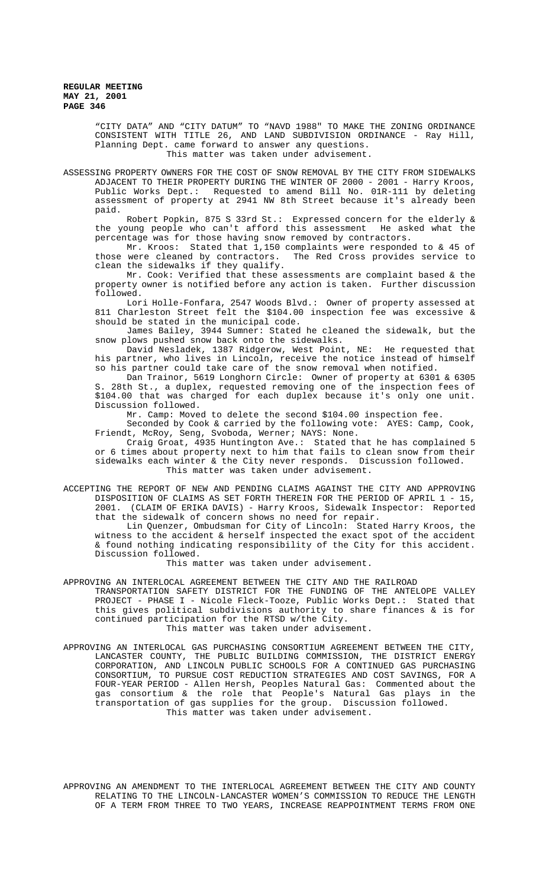"CITY DATA" AND "CITY DATUM" TO "NAVD 1988" TO MAKE THE ZONING ORDINANCE CONSISTENT WITH TITLE 26, AND LAND SUBDIVISION ORDINANCE - Ray Hill, Planning Dept. came forward to answer any questions.

This matter was taken under advisement.

ASSESSING PROPERTY OWNERS FOR THE COST OF SNOW REMOVAL BY THE CITY FROM SIDEWALKS ADJACENT TO THEIR PROPERTY DURING THE WINTER OF 2000 - 2001 - Harry Kroos, Public Works Dept.: Requested to amend Bill No. 01R-111 by deleting assessment of property at 2941 NW 8th Street because it's already been paid.

Robert Popkin, 875 S 33rd St.: Expressed concern for the elderly & the young people who can't afford this assessment He asked what the percentage was for those having snow removed by contractors.

Mr. Kroos: Stated that 1,150 complaints were responded to & 45 of those were cleaned by contractors. The Red Cross provides service to clean the sidewalks if they qualify.

Mr. Cook: Verified that these assessments are complaint based & the property owner is notified before any action is taken. Further discussion followed.

Lori Holle-Fonfara, 2547 Woods Blvd.: Owner of property assessed at 811 Charleston Street felt the $104.00 inspection fee was excessive & should be stated in the municipal code.

James Bailey, 3944 Sumner: Stated he cleaned the sidewalk, but the snow plows pushed snow back onto the sidewalks.

David Nesladek, 1387 Ridgerow, West Point, NE: He requested that his partner, who lives in Lincoln, receive the notice instead of himself so his partner could take care of the snow removal when notified.

Dan Trainor, 5619 Longhorn Circle: Owner of property at 6301 & 6305 S. 28th St., a duplex, requested removing one of the inspection fees of $104.00 that was charged for each duplex because it's only one unit. Discussion followed.

Mr. Camp: Moved to delete the second $104.00 inspection fee.

Seconded by Cook & carried by the following vote: AYES: Camp, Cook, Friendt, McRoy, Seng, Svoboda, Werner; NAYS: None.

Craig Groat, 4935 Huntington Ave.: Stated that he has complained 5 or 6 times about property next to him that fails to clean snow from their sidewalks each winter & the City never responds. Discussion followed.

This matter was taken under advisement.

ACCEPTING THE REPORT OF NEW AND PENDING CLAIMS AGAINST THE CITY AND APPROVING DISPOSITION OF CLAIMS AS SET FORTH THEREIN FOR THE PERIOD OF APRIL 1 - 15, 2001. (CLAIM OF ERIKA DAVIS) - Harry Kroos, Sidewalk Inspector: Reported that the sidewalk of concern shows no need for repair.

Lin Quenzer, Ombudsman for City of Lincoln: Stated Harry Kroos, the witness to the accident & herself inspected the exact spot of the accident & found nothing indicating responsibility of the City for this accident. Discussion followed.

This matter was taken under advisement.

APPROVING AN INTERLOCAL AGREEMENT BETWEEN THE CITY AND THE RAILROAD TRANSPORTATION SAFETY DISTRICT FOR THE FUNDING OF THE ANTELOPE VALLEY PROJECT - PHASE I - Nicole Fleck-Tooze, Public Works Dept.: Stated that this gives political subdivisions authority to share finances & is for continued participation for the RTSD w/the City.

This matter was taken under advisement.

APPROVING AN INTERLOCAL GAS PURCHASING CONSORTIUM AGREEMENT BETWEEN THE CITY, LANCASTER COUNTY, THE PUBLIC BUILDING COMMISSION, THE DISTRICT ENERGY CORPORATION, AND LINCOLN PUBLIC SCHOOLS FOR A CONTINUED GAS PURCHASING CONSORTIUM, TO PURSUE COST REDUCTION STRATEGIES AND COST SAVINGS, FOR A FOUR-YEAR PERIOD - Allen Hersh, Peoples Natural Gas: Commented about the gas consortium & the role that People's Natural Gas plays in the transportation of gas supplies for the group. Discussion followed.

This matter was taken under advisement.

APPROVING AN AMENDMENT TO THE INTERLOCAL AGREEMENT BETWEEN THE CITY AND COUNTY RELATING TO THE LINCOLN-LANCASTER WOMEN'S COMMISSION TO REDUCE THE LENGTH OF A TERM FROM THREE TO TWO YEARS, INCREASE REAPPOINTMENT TERMS FROM ONE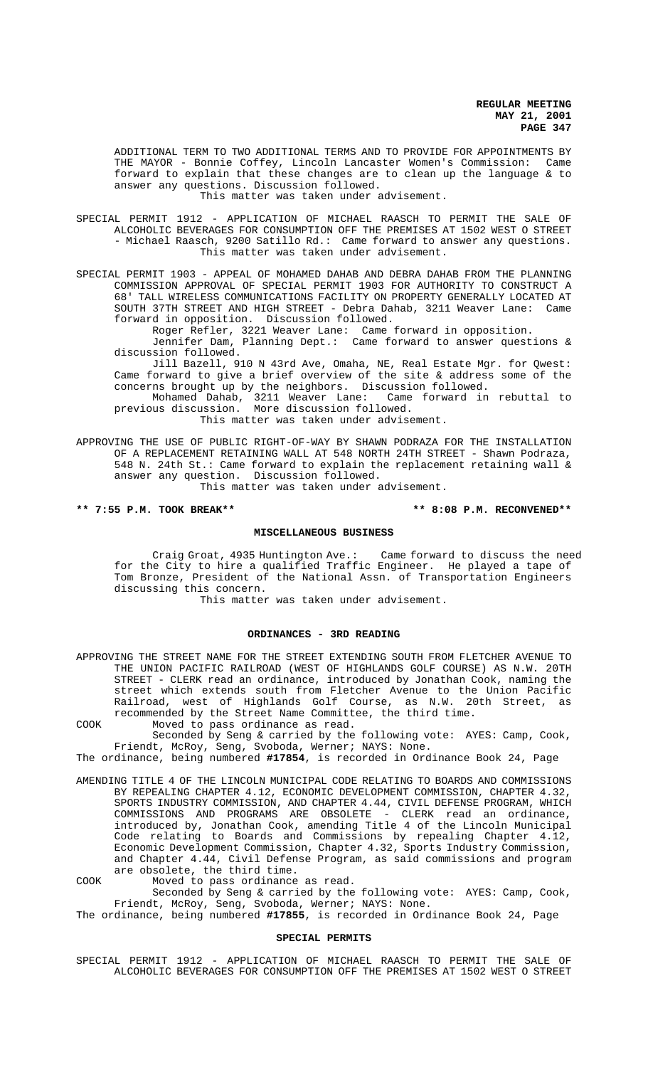ADDITIONAL TERM TO TWO ADDITIONAL TERMS AND TO PROVIDE FOR APPOINTMENTS BY THE MAYOR - Bonnie Coffey, Lincoln Lancaster Women's Commission: Came forward to explain that these changes are to clean up the language & to answer any questions. Discussion followed.

This matter was taken under advisement.

SPECIAL PERMIT 1912 - APPLICATION OF MICHAEL RAASCH TO PERMIT THE SALE OF ALCOHOLIC BEVERAGES FOR CONSUMPTION OFF THE PREMISES AT 1502 WEST O STREET - Michael Raasch, 9200 Satillo Rd.: Came forward to answer any questions.

This matter was taken under advisement.

SPECIAL PERMIT 1903 - APPEAL OF MOHAMED DAHAB AND DEBRA DAHAB FROM THE PLANNING COMMISSION APPROVAL OF SPECIAL PERMIT 1903 FOR AUTHORITY TO CONSTRUCT A 68' TALL WIRELESS COMMUNICATIONS FACILITY ON PROPERTY GENERALLY LOCATED AT SOUTH 37TH STREET AND HIGH STREET - Debra Dahab, 3211 Weaver Lane: Came forward in opposition. Discussion followed.

Roger Refler, 3221 Weaver Lane: Came forward in opposition.

Jennifer Dam, Planning Dept.: Came forward to answer questions & discussion followed.

Jill Bazell, 910 N 43rd Ave, Omaha, NE, Real Estate Mgr. for Qwest: Came forward to give a brief overview of the site & address some of the concerns brought up by the neighbors. Discussion followed.

Mohamed Dahab, 3211 Weaver Lane: Came forward in rebuttal to previous discussion. More discussion followed.

This matter was taken under advisement.

APPROVING THE USE OF PUBLIC RIGHT-OF-WAY BY SHAWN PODRAZA FOR THE INSTALLATION OF A REPLACEMENT RETAINING WALL AT 548 NORTH 24TH STREET - Shawn Podraza, 548 N. 24th St.: Came forward to explain the replacement retaining wall & answer any question. Discussion followed.

This matter was taken under advisement.

**\*\* 7:55 P.M. TOOK BREAK\*\*** **\*\* 8:08 P.M. RECONVENED\*\***

## MISCELLANEOUS BUSINESS

Craig Groat, 4935 Huntington Ave.: Came forward to discuss the need for the City to hire a qualified Traffic Engineer. He played a tape of Tom Bronze, President of the National Assn. of Transportation Engineers discussing this concern.

This matter was taken under advisement.

## ORDINANCES - 3RD READING

APPROVING THE STREET NAME FOR THE STREET EXTENDING SOUTH FROM FLETCHER AVENUE TO THE UNION PACIFIC RAILROAD (WEST OF HIGHLANDS GOLF COURSE) AS N.W. 20TH STREET - CLERK read an ordinance, introduced by Jonathan Cook, naming the street which extends south from Fletcher Avenue to the Union Pacific Railroad, west of Highlands Golf Course, as N.W. 20th Street, as recommended by the Street Name Committee, the third time.

COOK Moved to pass ordinance as read.

Seconded by Seng & carried by the following vote: AYES: Camp, Cook, Friendt, McRoy, Seng, Svoboda, Werner; NAYS: None.

The ordinance, being numbered **#17854**, is recorded in Ordinance Book 24, Page

AMENDING TITLE 4 OF THE LINCOLN MUNICIPAL CODE RELATING TO BOARDS AND COMMISSIONS BY REPEALING CHAPTER 4.12, ECONOMIC DEVELOPMENT COMMISSION, CHAPTER 4.32, SPORTS INDUSTRY COMMISSION, AND CHAPTER 4.44, CIVIL DEFENSE PROGRAM, WHICH COMMISSIONS AND PROGRAMS ARE OBSOLETE - CLERK read an ordinance, introduced by, Jonathan Cook, amending Title 4 of the Lincoln Municipal Code relating to Boards and Commissions by repealing Chapter 4.12, Economic Development Commission, Chapter 4.32, Sports Industry Commission, and Chapter 4.44, Civil Defense Program, as said commissions and program are obsolete, the third time.

COOK Moved to pass ordinance as read.

Seconded by Seng & carried by the following vote: AYES: Camp, Cook, Friendt, McRoy, Seng, Svoboda, Werner; NAYS: None.

The ordinance, being numbered **#17855**, is recorded in Ordinance Book 24, Page

## SPECIAL PERMITS

SPECIAL PERMIT 1912 - APPLICATION OF MICHAEL RAASCH TO PERMIT THE SALE OF ALCOHOLIC BEVERAGES FOR CONSUMPTION OFF THE PREMISES AT 1502 WEST O STREET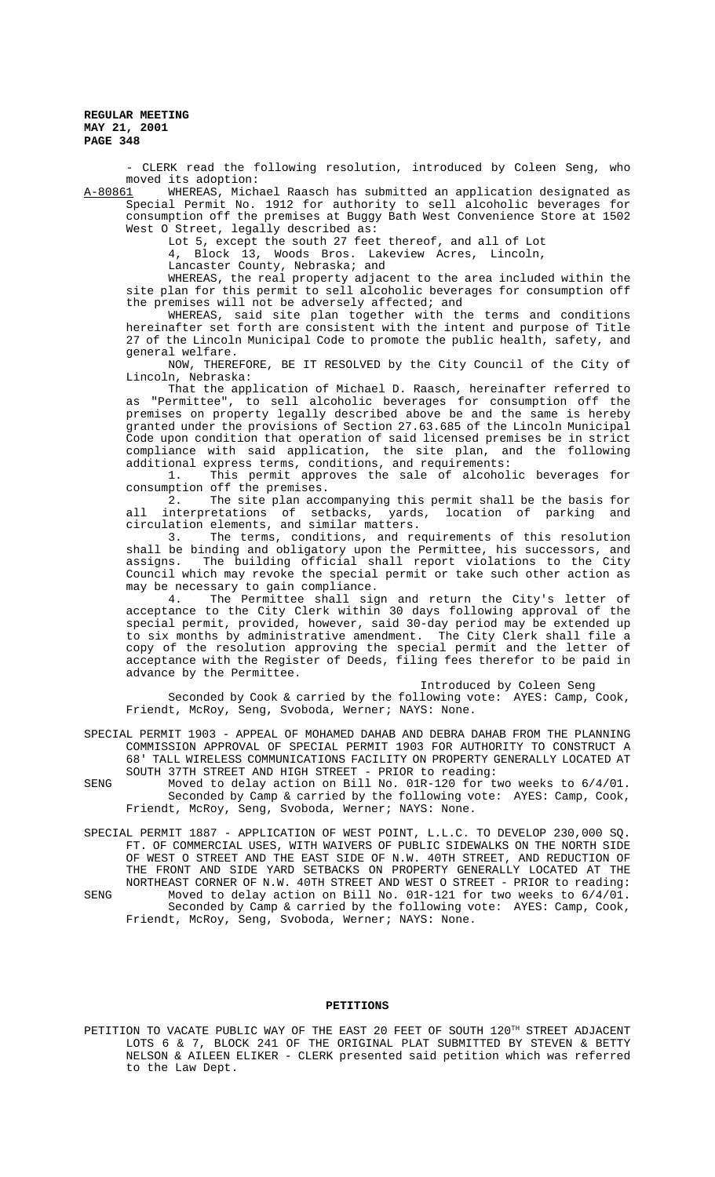- CLERK read the following resolution, introduced by Coleen Seng, who moved its adoption:

A-80861 WHEREAS, Michael Raasch has submitted an application designated as Special Permit No. 1912 for authority to sell alcoholic beverages for consumption off the premises at Buggy Bath West Convenience Store at 1502 West O Street, legally described as:

Lot 5, except the south 27 feet thereof, and all of Lot 4, Block 13, Woods Bros. Lakeview Acres, Lincoln, Lancaster County, Nebraska; and

WHEREAS, the real property adjacent to the area included within the site plan for this permit to sell alcoholic beverages for consumption off the premises will not be adversely affected; and

WHEREAS, said site plan together with the terms and conditions hereinafter set forth are consistent with the intent and purpose of Title 27 of the Lincoln Municipal Code to promote the public health, safety, and general welfare.

NOW, THEREFORE, BE IT RESOLVED by the City Council of the City of Lincoln, Nebraska:

That the application of Michael D. Raasch, hereinafter referred to as "Permittee", to sell alcoholic beverages for consumption off the premises on property legally described above be and the same is hereby granted under the provisions of Section 27.63.685 of the Lincoln Municipal Code upon condition that operation of said licensed premises be in strict compliance with said application, the site plan, and the following additional express terms, conditions, and requirements:

1. This permit approves the sale of alcoholic beverages for consumption off the premises.

2. The site plan accompanying this permit shall be the basis for all interpretations of setbacks, yards, location of parking and circulation elements, and similar matters.

3. The terms, conditions, and requirements of this resolution shall be binding and obligatory upon the Permittee, his successors, and assigns. The building official shall report violations to the City Council which may revoke the special permit or take such other action as may be necessary to gain compliance.

4. The Permittee shall sign and return the City's letter of acceptance to the City Clerk within 30 days following approval of the special permit, provided, however, said 30-day period may be extended up to six months by administrative amendment. The City Clerk shall file a copy of the resolution approving the special permit and the letter of acceptance with the Register of Deeds, filing fees therefor to be paid in advance by the Permittee.

Introduced by Coleen Seng

Seconded by Cook & carried by the following vote: AYES: Camp, Cook, Friendt, McRoy, Seng, Svoboda, Werner; NAYS: None.

SPECIAL PERMIT 1903 - APPEAL OF MOHAMED DAHAB AND DEBRA DAHAB FROM THE PLANNING COMMISSION APPROVAL OF SPECIAL PERMIT 1903 FOR AUTHORITY TO CONSTRUCT A 68' TALL WIRELESS COMMUNICATIONS FACILITY ON PROPERTY GENERALLY LOCATED AT SOUTH 37TH STREET AND HIGH STREET - PRIOR to reading:

SENG Moved to delay action on Bill No. 01R-120 for two weeks to 6/4/01.
Seconded by Camp & carried by the following vote: AYES: Camp, Cook, Friendt, McRoy, Seng, Svoboda, Werner; NAYS: None.

SPECIAL PERMIT 1887 - APPLICATION OF WEST POINT, L.L.C. TO DEVELOP 230,000 SQ. FT. OF COMMERCIAL USES, WITH WAIVERS OF PUBLIC SIDEWALKS ON THE NORTH SIDE OF WEST O STREET AND THE EAST SIDE OF N.W. 40TH STREET, AND REDUCTION OF THE FRONT AND SIDE YARD SETBACKS ON PROPERTY GENERALLY LOCATED AT THE NORTHEAST CORNER OF N.W. 40TH STREET AND WEST O STREET - PRIOR to reading:

SENG Moved to delay action on Bill No. 01R-121 for two weeks to 6/4/01.
Seconded by Camp & carried by the following vote: AYES: Camp, Cook, Friendt, McRoy, Seng, Svoboda, Werner; NAYS: None.

## PETITIONS

PETITION TO VACATE PUBLIC WAY OF THE EAST 20 FEET OF SOUTH 120TH STREET ADJACENT LOTS 6 & 7, BLOCK 241 OF THE ORIGINAL PLAT SUBMITTED BY STEVEN & BETTY NELSON & AILEEN ELIKER - CLERK presented said petition which was referred to the Law Dept.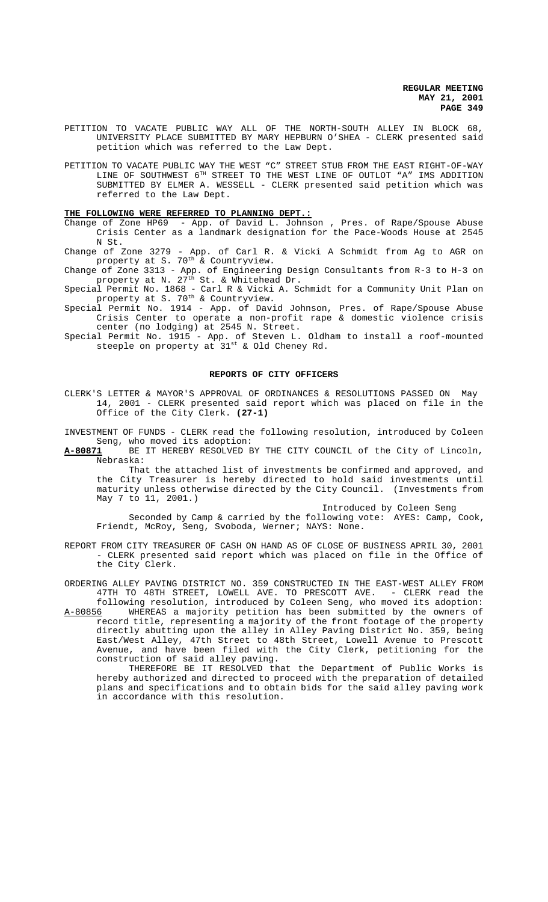PETITION TO VACATE PUBLIC WAY ALL OF THE NORTH-SOUTH ALLEY IN BLOCK 68, UNIVERSITY PLACE SUBMITTED BY MARY HEPBURN O'SHEA - CLERK presented said petition which was referred to the Law Dept.

PETITION TO VACATE PUBLIC WAY THE WEST "C" STREET STUB FROM THE EAST RIGHT-OF-WAY LINE OF SOUTHWEST 6TH STREET TO THE WEST LINE OF OUTLOT "A" IMS ADDITION SUBMITTED BY ELMER A. WESSELL - CLERK presented said petition which was referred to the Law Dept.

**THE FOLLOWING WERE REFERRED TO PLANNING DEPT.:**

Change of Zone HP69 - App. of David L. Johnson , Pres. of Rape/Spouse Abuse Crisis Center as a landmark designation for the Pace-Woods House at 2545 N St.

Change of Zone 3279 - App. of Carl R. & Vicki A Schmidt from Ag to AGR on property at S. 70th & Countryview.

Change of Zone 3313 - App. of Engineering Design Consultants from R-3 to H-3 on property at N. 27th St. & Whitehead Dr.

Special Permit No. 1868 - Carl R & Vicki A. Schmidt for a Community Unit Plan on property at S. 70th & Countryview.

Special Permit No. 1914 - App. of David Johnson, Pres. of Rape/Spouse Abuse Crisis Center to operate a non-profit rape & domestic violence crisis center (no lodging) at 2545 N. Street.

Special Permit No. 1915 - App. of Steven L. Oldham to install a roof-mounted steeple on property at 31st & Old Cheney Rd.

## REPORTS OF CITY OFFICERS

CLERK'S LETTER & MAYOR'S APPROVAL OF ORDINANCES & RESOLUTIONS PASSED ON May 14, 2001 - CLERK presented said report which was placed on file in the Office of the City Clerk. **(27-1)**

INVESTMENT OF FUNDS - CLERK read the following resolution, introduced by Coleen Seng, who moved its adoption:

**A-80871** BE IT HEREBY RESOLVED BY THE CITY COUNCIL of the City of Lincoln, Nebraska:

That the attached list of investments be confirmed and approved, and the City Treasurer is hereby directed to hold said investments until maturity unless otherwise directed by the City Council. (Investments from May 7 to 11, 2001.)

Introduced by Coleen Seng

Seconded by Camp & carried by the following vote: AYES: Camp, Cook, Friendt, McRoy, Seng, Svoboda, Werner; NAYS: None.

REPORT FROM CITY TREASURER OF CASH ON HAND AS OF CLOSE OF BUSINESS APRIL 30, 2001 - CLERK presented said report which was placed on file in the Office of the City Clerk.

ORDERING ALLEY PAVING DISTRICT NO. 359 CONSTRUCTED IN THE EAST-WEST ALLEY FROM 47TH TO 48TH STREET, LOWELL AVE. TO PRESCOTT AVE. - CLERK read the following resolution, introduced by Coleen Seng, who moved its adoption:

A-80856 WHEREAS a majority petition has been submitted by the owners of record title, representing a majority of the front footage of the property directly abutting upon the alley in Alley Paving District No. 359, being East/West Alley, 47th Street to 48th Street, Lowell Avenue to Prescott Avenue, and have been filed with the City Clerk, petitioning for the construction of said alley paving.

THEREFORE BE IT RESOLVED that the Department of Public Works is hereby authorized and directed to proceed with the preparation of detailed plans and specifications and to obtain bids for the said alley paving work in accordance with this resolution.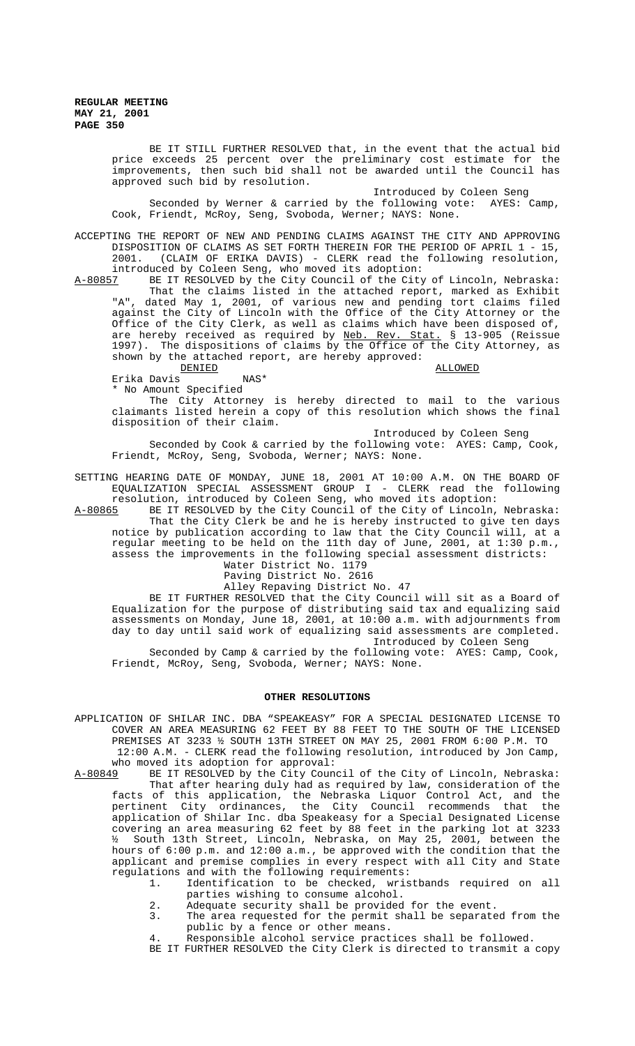BE IT STILL FURTHER RESOLVED that, in the event that the actual bid price exceeds 25 percent over the preliminary cost estimate for the improvements, then such bid shall not be awarded until the Council has approved such bid by resolution.

Introduced by Coleen Seng

Seconded by Werner & carried by the following vote: AYES: Camp, Cook, Friendt, McRoy, Seng, Svoboda, Werner; NAYS: None.

ACCEPTING THE REPORT OF NEW AND PENDING CLAIMS AGAINST THE CITY AND APPROVING DISPOSITION OF CLAIMS AS SET FORTH THEREIN FOR THE PERIOD OF APRIL 1 - 15, 2001. (CLAIM OF ERIKA DAVIS) - CLERK read the following resolution, introduced by Coleen Seng, who moved its adoption:

A-80857 BE IT RESOLVED by the City Council of the City of Lincoln, Nebraska:

That the claims listed in the attached report, marked as Exhibit "A", dated May 1, 2001, of various new and pending tort claims filed against the City of Lincoln with the Office of the City Attorney or the Office of the City Clerk, as well as claims which have been disposed of, are hereby received as required by Neb. Rev. Stat. § 13-905 (Reissue 1997). The dispositions of claims by the Office of the City Attorney, as shown by the attached report, are hereby approved:

| DENIED | | ALLOWED |
|---|---|---|
| Erika Davis | NAS* | |

\* No Amount Specified

The City Attorney is hereby directed to mail to the various claimants listed herein a copy of this resolution which shows the final disposition of their claim.

Introduced by Coleen Seng

Seconded by Cook & carried by the following vote: AYES: Camp, Cook, Friendt, McRoy, Seng, Svoboda, Werner; NAYS: None.

SETTING HEARING DATE OF MONDAY, JUNE 18, 2001 AT 10:00 A.M. ON THE BOARD OF EQUALIZATION SPECIAL ASSESSMENT GROUP I - CLERK read the following resolution, introduced by Coleen Seng, who moved its adoption:

A-80865 BE IT RESOLVED by the City Council of the City of Lincoln, Nebraska:

That the City Clerk be and he is hereby instructed to give ten days notice by publication according to law that the City Council will, at a regular meeting to be held on the 11th day of June, 2001, at 1:30 p.m., assess the improvements in the following special assessment districts:

Water District No. 1179
Paving District No. 2616
Alley Repaving District No. 47

BE IT FURTHER RESOLVED that the City Council will sit as a Board of Equalization for the purpose of distributing said tax and equalizing said assessments on Monday, June 18, 2001, at 10:00 a.m. with adjournments from day to day until said work of equalizing said assessments are completed.

Introduced by Coleen Seng

Seconded by Camp & carried by the following vote: AYES: Camp, Cook, Friendt, McRoy, Seng, Svoboda, Werner; NAYS: None.

## OTHER RESOLUTIONS

APPLICATION OF SHILAR INC. DBA "SPEAKEASY" FOR A SPECIAL DESIGNATED LICENSE TO COVER AN AREA MEASURING 62 FEET BY 88 FEET TO THE SOUTH OF THE LICENSED PREMISES AT 3233 ½ SOUTH 13TH STREET ON MAY 25, 2001 FROM 6:00 P.M. TO 12:00 A.M. - CLERK read the following resolution, introduced by Jon Camp, who moved its adoption for approval:

A-80849 BE IT RESOLVED by the City Council of the City of Lincoln, Nebraska:

That after hearing duly had as required by law, consideration of the facts of this application, the Nebraska Liquor Control Act, and the pertinent City ordinances, the City Council recommends that the application of Shilar Inc. dba Speakeasy for a Special Designated License covering an area measuring 62 feet by 88 feet in the parking lot at 3233 ½ South 13th Street, Lincoln, Nebraska, on May 25, 2001, between the hours of 6:00 p.m. and 12:00 a.m., be approved with the condition that the applicant and premise complies in every respect with all City and State regulations and with the following requirements:

1. Identification to be checked, wristbands required on all parties wishing to consume alcohol.
2. Adequate security shall be provided for the event.
3. The area requested for the permit shall be separated from the public by a fence or other means.
4. Responsible alcohol service practices shall be followed.

BE IT FURTHER RESOLVED the City Clerk is directed to transmit a copy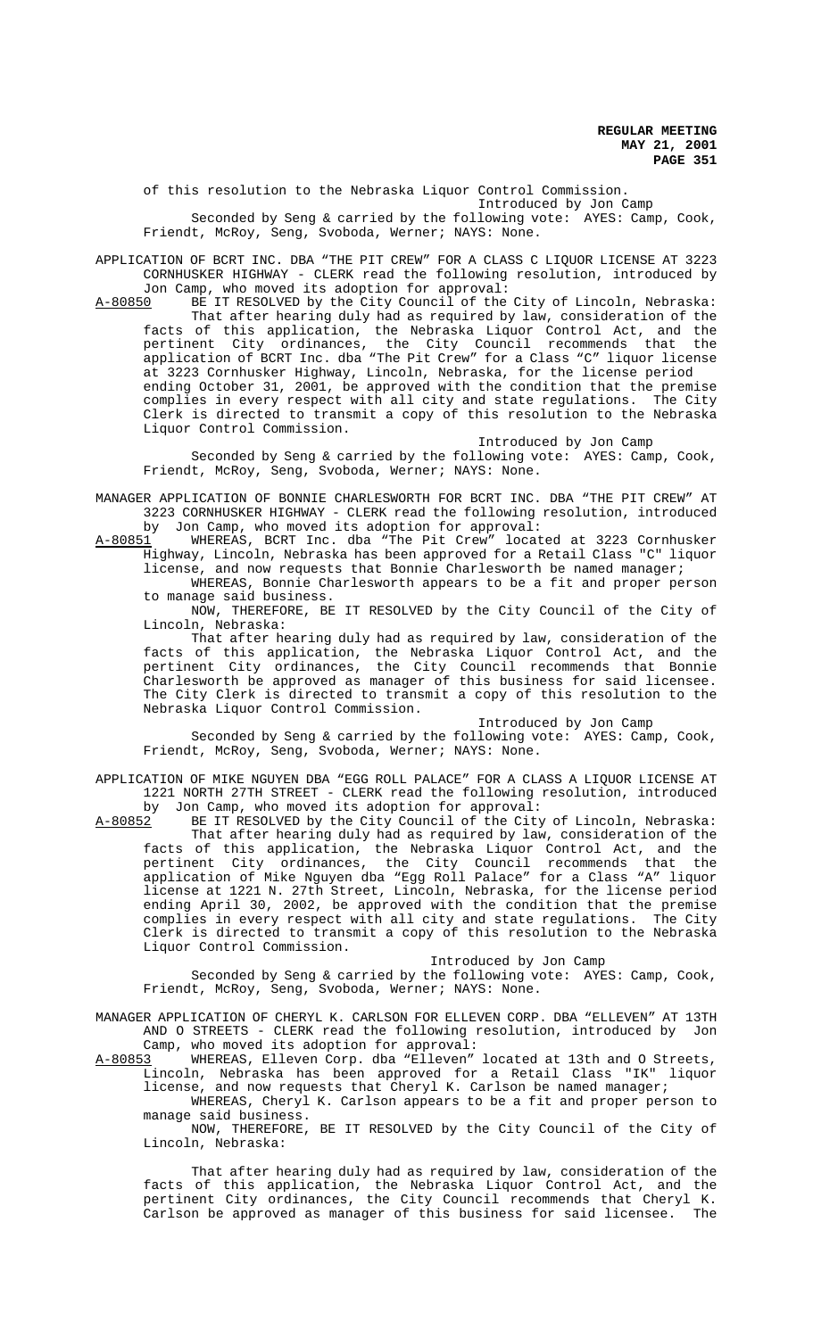of this resolution to the Nebraska Liquor Control Commission.

Introduced by Jon Camp

Seconded by Seng & carried by the following vote: AYES: Camp, Cook, Friendt, McRoy, Seng, Svoboda, Werner; NAYS: None.

APPLICATION OF BCRT INC. DBA "THE PIT CREW" FOR A CLASS C LIQUOR LICENSE AT 3223 CORNHUSKER HIGHWAY - CLERK read the following resolution, introduced by Jon Camp, who moved its adoption for approval:

A-80850 BE IT RESOLVED by the City Council of the City of Lincoln, Nebraska:

That after hearing duly had as required by law, consideration of the facts of this application, the Nebraska Liquor Control Act, and the pertinent City ordinances, the City Council recommends that the application of BCRT Inc. dba "The Pit Crew" for a Class "C" liquor license at 3223 Cornhusker Highway, Lincoln, Nebraska, for the license period ending October 31, 2001, be approved with the condition that the premise complies in every respect with all city and state regulations. The City Clerk is directed to transmit a copy of this resolution to the Nebraska Liquor Control Commission.

Introduced by Jon Camp

Seconded by Seng & carried by the following vote: AYES: Camp, Cook, Friendt, McRoy, Seng, Svoboda, Werner; NAYS: None.

MANAGER APPLICATION OF BONNIE CHARLESWORTH FOR BCRT INC. DBA "THE PIT CREW" AT 3223 CORNHUSKER HIGHWAY - CLERK read the following resolution, introduced by Jon Camp, who moved its adoption for approval:

A-80851 WHEREAS, BCRT Inc. dba "The Pit Crew" located at 3223 Cornhusker Highway, Lincoln, Nebraska has been approved for a Retail Class "C" liquor license, and now requests that Bonnie Charlesworth be named manager;

WHEREAS, Bonnie Charlesworth appears to be a fit and proper person to manage said business.

NOW, THEREFORE, BE IT RESOLVED by the City Council of the City of Lincoln, Nebraska:

That after hearing duly had as required by law, consideration of the facts of this application, the Nebraska Liquor Control Act, and the pertinent City ordinances, the City Council recommends that Bonnie Charlesworth be approved as manager of this business for said licensee. The City Clerk is directed to transmit a copy of this resolution to the Nebraska Liquor Control Commission.

Introduced by Jon Camp

Seconded by Seng & carried by the following vote: AYES: Camp, Cook, Friendt, McRoy, Seng, Svoboda, Werner; NAYS: None.

APPLICATION OF MIKE NGUYEN DBA "EGG ROLL PALACE" FOR A CLASS A LIQUOR LICENSE AT 1221 NORTH 27TH STREET - CLERK read the following resolution, introduced by Jon Camp, who moved its adoption for approval:

A-80852 BE IT RESOLVED by the City Council of the City of Lincoln, Nebraska:

That after hearing duly had as required by law, consideration of the facts of this application, the Nebraska Liquor Control Act, and the pertinent City ordinances, the City Council recommends that the application of Mike Nguyen dba "Egg Roll Palace" for a Class "A" liquor license at 1221 N. 27th Street, Lincoln, Nebraska, for the license period ending April 30, 2002, be approved with the condition that the premise complies in every respect with all city and state regulations. The City Clerk is directed to transmit a copy of this resolution to the Nebraska Liquor Control Commission.

Introduced by Jon Camp

Seconded by Seng & carried by the following vote: AYES: Camp, Cook, Friendt, McRoy, Seng, Svoboda, Werner; NAYS: None.

MANAGER APPLICATION OF CHERYL K. CARLSON FOR ELLEVEN CORP. DBA "ELLEVEN" AT 13TH AND O STREETS - CLERK read the following resolution, introduced by Jon Camp, who moved its adoption for approval:

A-80853 WHEREAS, Elleven Corp. dba "Elleven" located at 13th and O Streets, Lincoln, Nebraska has been approved for a Retail Class "IK" liquor license, and now requests that Cheryl K. Carlson be named manager;

WHEREAS, Cheryl K. Carlson appears to be a fit and proper person to manage said business.

NOW, THEREFORE, BE IT RESOLVED by the City Council of the City of Lincoln, Nebraska:

That after hearing duly had as required by law, consideration of the facts of this application, the Nebraska Liquor Control Act, and the pertinent City ordinances, the City Council recommends that Cheryl K. Carlson be approved as manager of this business for said licensee. The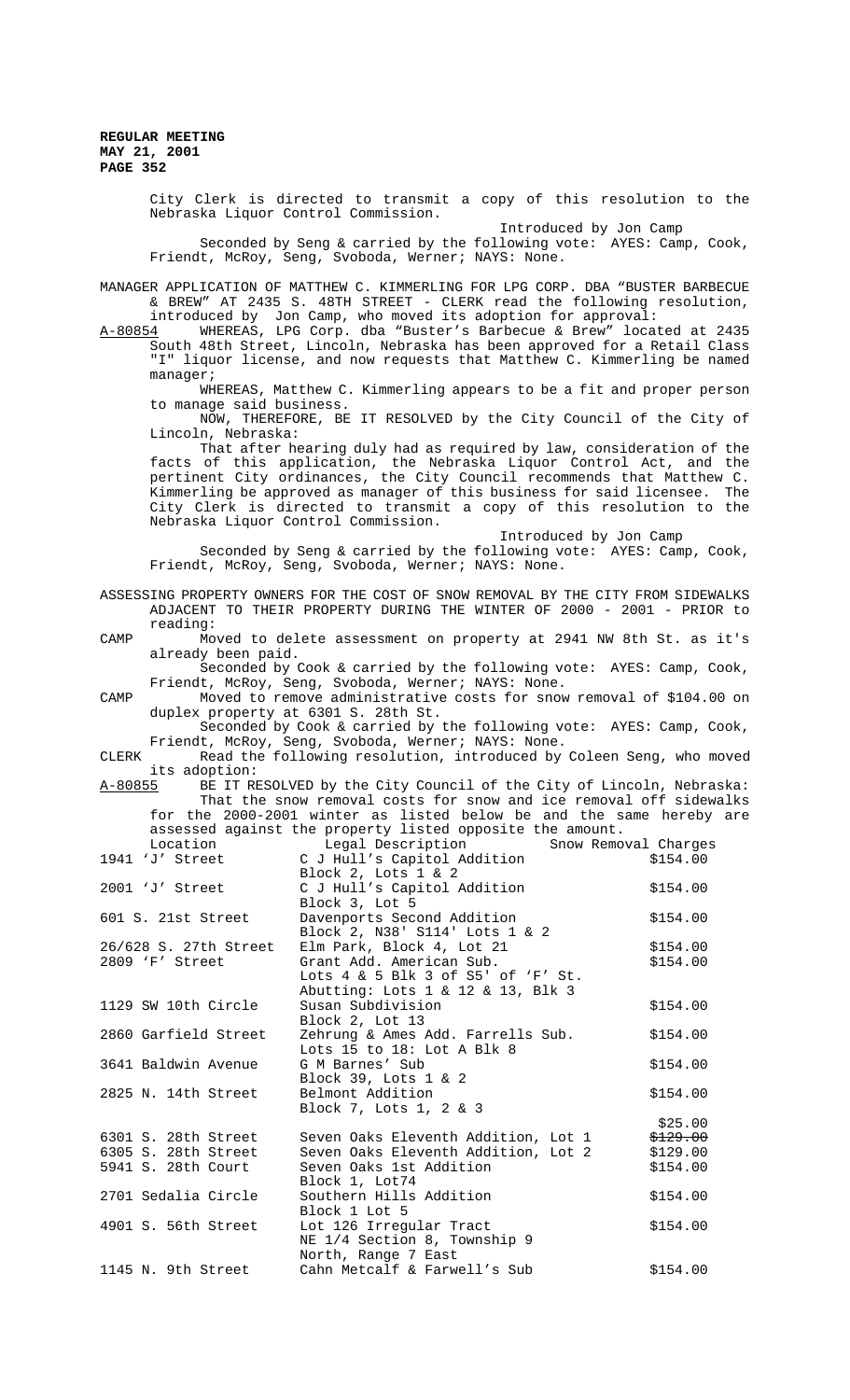City Clerk is directed to transmit a copy of this resolution to the Nebraska Liquor Control Commission.

Introduced by Jon Camp

Seconded by Seng & carried by the following vote: AYES: Camp, Cook, Friendt, McRoy, Seng, Svoboda, Werner; NAYS: None.

MANAGER APPLICATION OF MATTHEW C. KIMMERLING FOR LPG CORP. DBA "BUSTER BARBECUE & BREW" AT 2435 S. 48TH STREET - CLERK read the following resolution, introduced by Jon Camp, who moved its adoption for approval:

A-80854 WHEREAS, LPG Corp. dba "Buster's Barbecue & Brew" located at 2435 South 48th Street, Lincoln, Nebraska has been approved for a Retail Class "I" liquor license, and now requests that Matthew C. Kimmerling be named manager;

WHEREAS, Matthew C. Kimmerling appears to be a fit and proper person to manage said business.

NOW, THEREFORE, BE IT RESOLVED by the City Council of the City of Lincoln, Nebraska:

That after hearing duly had as required by law, consideration of the facts of this application, the Nebraska Liquor Control Act, and the pertinent City ordinances, the City Council recommends that Matthew C. Kimmerling be approved as manager of this business for said licensee. The City Clerk is directed to transmit a copy of this resolution to the Nebraska Liquor Control Commission.

Introduced by Jon Camp

Seconded by Seng & carried by the following vote: AYES: Camp, Cook, Friendt, McRoy, Seng, Svoboda, Werner; NAYS: None.

ASSESSING PROPERTY OWNERS FOR THE COST OF SNOW REMOVAL BY THE CITY FROM SIDEWALKS ADJACENT TO THEIR PROPERTY DURING THE WINTER OF 2000 - 2001 - PRIOR to reading:

CAMP Moved to delete assessment on property at 2941 NW 8th St. as it's already been paid.

Seconded by Cook & carried by the following vote: AYES: Camp, Cook, Friendt, McRoy, Seng, Svoboda, Werner; NAYS: None.

CAMP Moved to remove administrative costs for snow removal of $104.00 on duplex property at 6301 S. 28th St.

Seconded by Cook & carried by the following vote: AYES: Camp, Cook, Friendt, McRoy, Seng, Svoboda, Werner; NAYS: None.

CLERK Read the following resolution, introduced by Coleen Seng, who moved its adoption:

A-80855 BE IT RESOLVED by the City Council of the City of Lincoln, Nebraska:

That the snow removal costs for snow and ice removal off sidewalks for the 2000-2001 winter as listed below be and the same hereby are assessed against the property listed opposite the amount.

| Location | Legal Description | Snow Removal Charges |
|---|---|---|
| 1941 'J' Street | C J Hull's Capitol Addition<br>Block 2, Lots 1 & 2 | $154.00 |
| 2001 'J' Street | C J Hull's Capitol Addition<br>Block 3, Lot 5 | $154.00 |
| 601 S. 21st Street | Davenports Second Addition<br>Block 2, N38' S114' Lots 1 & 2 | $154.00 |
| 26/628 S. 27th Street | Elm Park, Block 4, Lot 21 | $154.00 |
| 2809 'F' Street | Grant Add. American Sub.<br>Lots 4 & 5 Blk 3 of S5' of 'F' St.<br>Abutting: Lots 1 & 12 & 13, Blk 3 | $154.00 |
| 1129 SW 10th Circle | Susan Subdivision<br>Block 2, Lot 13 | $154.00 |
| 2860 Garfield Street | Zehrung & Ames Add. Farrells Sub.<br>Lots 15 to 18: Lot A Blk 8 | $154.00 |
| 3641 Baldwin Avenue | G M Barnes' Sub<br>Block 39, Lots 1 & 2 | $154.00 |
| 2825 N. 14th Street | Belmont Addition<br>Block 7, Lots 1, 2 & 3 | $154.00 |
| 6301 S. 28th Street | Seven Oaks Eleventh Addition, Lot 1 | $25.00<br>~~$129.00~~ |
| 6305 S. 28th Street | Seven Oaks Eleventh Addition, Lot 2 | $129.00 |
| 5941 S. 28th Court | Seven Oaks 1st Addition<br>Block 1, Lot74 | $154.00 |
| 2701 Sedalia Circle | Southern Hills Addition<br>Block 1 Lot 5 | $154.00 |
| 4901 S. 56th Street | Lot 126 Irregular Tract<br>NE 1/4 Section 8, Township 9<br>North, Range 7 East | $154.00 |
| 1145 N. 9th Street | Cahn Metcalf & Farwell's Sub | $154.00 |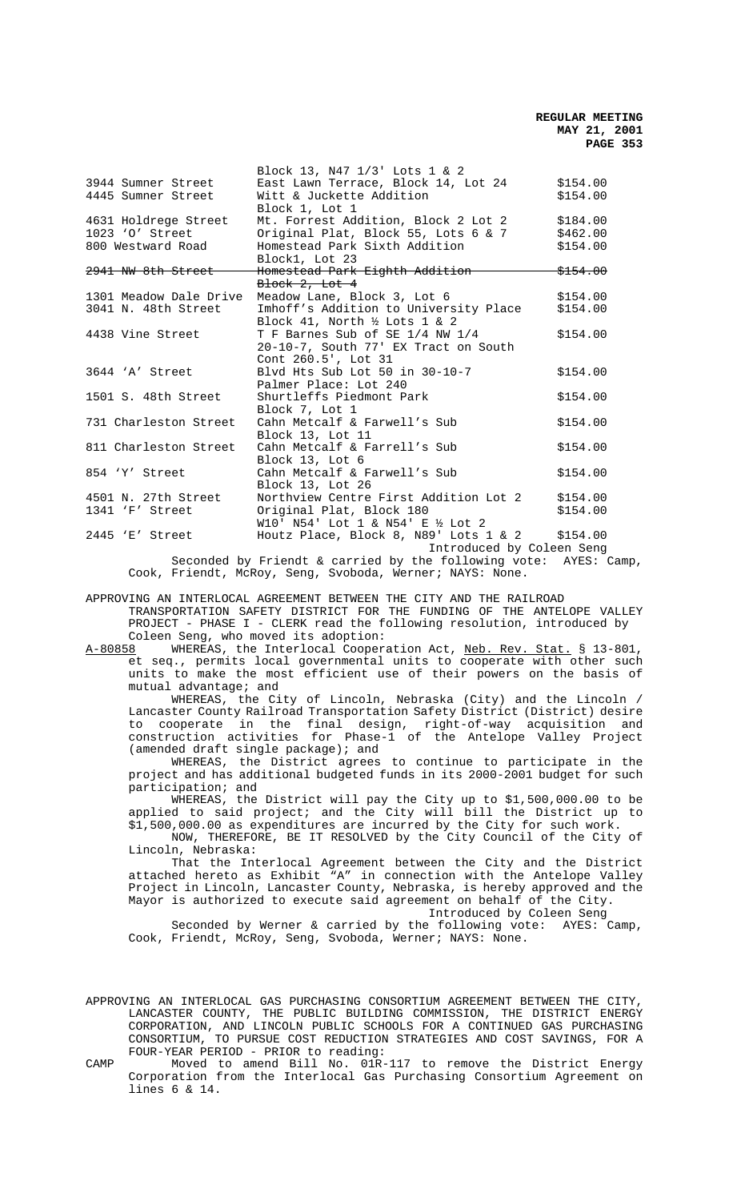| | | |
|---|---|---|
| | Block 13, N47 1/3' Lots 1 & 2 | |
| 3944 Sumner Street | East Lawn Terrace, Block 14, Lot 24 | $154.00 |
| 4445 Sumner Street | Witt & Juckette Addition<br>Block 1, Lot 1 | $154.00 |
| 4631 Holdrege Street | Mt. Forrest Addition, Block 2 Lot 2 | $184.00 |
| 1023 'O' Street | Original Plat, Block 55, Lots 6 & 7 | $462.00 |
| 800 Westward Road | Homestead Park Sixth Addition<br>Block1, Lot 23 | $154.00 |
| ~~2941 NW 8th Street~~ | ~~Homestead Park Eighth Addition<br>Block 2, Lot 4~~ | ~~$154.00~~ |
| 1301 Meadow Dale Drive | Meadow Lane, Block 3, Lot 6 | $154.00 |
| 3041 N. 48th Street | Imhoff's Addition to University Place<br>Block 41, North ½ Lots 1 & 2 | $154.00 |
| 4438 Vine Street | T F Barnes Sub of SE 1/4 NW 1/4<br>20-10-7, South 77' EX Tract on South<br>Cont 260.5', Lot 31 | $154.00 |
| 3644 'A' Street | Blvd Hts Sub Lot 50 in 30-10-7<br>Palmer Place: Lot 240 | $154.00 |
| 1501 S. 48th Street | Shurtleffs Piedmont Park<br>Block 7, Lot 1 | $154.00 |
| 731 Charleston Street | Cahn Metcalf & Farwell's Sub<br>Block 13, Lot 11 | $154.00 |
| 811 Charleston Street | Cahn Metcalf & Farrell's Sub<br>Block 13, Lot 6 | $154.00 |
| 854 'Y' Street | Cahn Metcalf & Farwell's Sub<br>Block 13, Lot 26 | $154.00 |
| 4501 N. 27th Street | Northview Centre First Addition Lot 2 | $154.00 |
| 1341 'F' Street | Original Plat, Block 180<br>W10' N54' Lot 1 & N54' E ½ Lot 2 | $154.00 |
| 2445 'E' Street | Houtz Place, Block 8, N89' Lots 1 & 2 | $154.00 |

Introduced by Coleen Seng

Seconded by Friendt & carried by the following vote: AYES: Camp, Cook, Friendt, McRoy, Seng, Svoboda, Werner; NAYS: None.

APPROVING AN INTERLOCAL AGREEMENT BETWEEN THE CITY AND THE RAILROAD TRANSPORTATION SAFETY DISTRICT FOR THE FUNDING OF THE ANTELOPE VALLEY PROJECT - PHASE I - CLERK read the following resolution, introduced by Coleen Seng, who moved its adoption:

A-80858 WHEREAS, the Interlocal Cooperation Act, Neb. Rev. Stat. § 13-801, et seq., permits local governmental units to cooperate with other such units to make the most efficient use of their powers on the basis of mutual advantage; and

WHEREAS, the City of Lincoln, Nebraska (City) and the Lincoln / Lancaster County Railroad Transportation Safety District (District) desire to cooperate in the final design, right-of-way acquisition and construction activities for Phase-1 of the Antelope Valley Project (amended draft single package); and

WHEREAS, the District agrees to continue to participate in the project and has additional budgeted funds in its 2000-2001 budget for such participation; and

WHEREAS, the District will pay the City up to $1,500,000.00 to be applied to said project; and the City will bill the District up to $1,500,000.00 as expenditures are incurred by the City for such work.

NOW, THEREFORE, BE IT RESOLVED by the City Council of the City of Lincoln, Nebraska:

That the Interlocal Agreement between the City and the District attached hereto as Exhibit "A" in connection with the Antelope Valley Project in Lincoln, Lancaster County, Nebraska, is hereby approved and the Mayor is authorized to execute said agreement on behalf of the City.

Introduced by Coleen Seng

Seconded by Werner & carried by the following vote: AYES: Camp, Cook, Friendt, McRoy, Seng, Svoboda, Werner; NAYS: None.

APPROVING AN INTERLOCAL GAS PURCHASING CONSORTIUM AGREEMENT BETWEEN THE CITY, LANCASTER COUNTY, THE PUBLIC BUILDING COMMISSION, THE DISTRICT ENERGY CORPORATION, AND LINCOLN PUBLIC SCHOOLS FOR A CONTINUED GAS PURCHASING CONSORTIUM, TO PURSUE COST REDUCTION STRATEGIES AND COST SAVINGS, FOR A FOUR-YEAR PERIOD - PRIOR to reading:

CAMP Moved to amend Bill No. 01R-117 to remove the District Energy Corporation from the Interlocal Gas Purchasing Consortium Agreement on lines 6 & 14.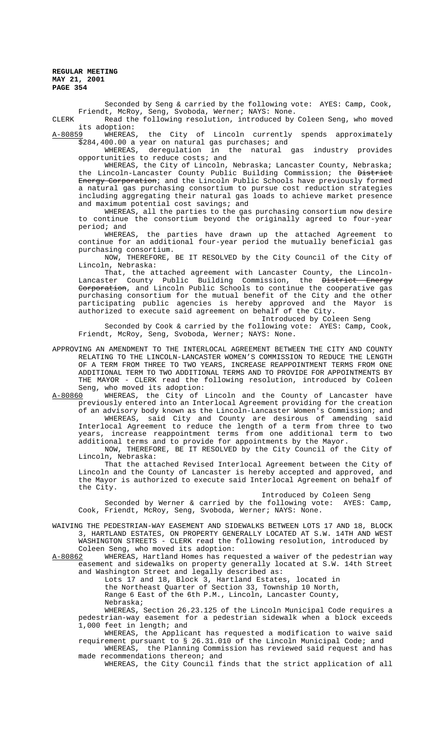Seconded by Seng & carried by the following vote: AYES: Camp, Cook, Friendt, McRoy, Seng, Svoboda, Werner; NAYS: None.

CLERK Read the following resolution, introduced by Coleen Seng, who moved its adoption:

A-80859 WHEREAS, the City of Lincoln currently spends approximately $284,400.00 a year on natural gas purchases; and

WHEREAS, deregulation in the natural gas industry provides opportunities to reduce costs; and

WHEREAS, the City of Lincoln, Nebraska; Lancaster County, Nebraska; the Lincoln-Lancaster County Public Building Commission; the ~~District Energy Corporation~~; and the Lincoln Public Schools have previously formed a natural gas purchasing consortium to pursue cost reduction strategies including aggregating their natural gas loads to achieve market presence and maximum potential cost savings; and

WHEREAS, all the parties to the gas purchasing consortium now desire to continue the consortium beyond the originally agreed to four-year period; and

WHEREAS, the parties have drawn up the attached Agreement to continue for an additional four-year period the mutually beneficial gas purchasing consortium.

NOW, THEREFORE, BE IT RESOLVED by the City Council of the City of Lincoln, Nebraska:

That, the attached agreement with Lancaster County, the Lincoln-Lancaster County Public Building Commission, the ~~District Energy Corporation~~, and Lincoln Public Schools to continue the cooperative gas purchasing consortium for the mutual benefit of the City and the other participating public agencies is hereby approved and the Mayor is authorized to execute said agreement on behalf of the City.

Introduced by Coleen Seng

Seconded by Cook & carried by the following vote: AYES: Camp, Cook, Friendt, McRoy, Seng, Svoboda, Werner; NAYS: None.

APPROVING AN AMENDMENT TO THE INTERLOCAL AGREEMENT BETWEEN THE CITY AND COUNTY RELATING TO THE LINCOLN-LANCASTER WOMEN'S COMMISSION TO REDUCE THE LENGTH OF A TERM FROM THREE TO TWO YEARS, INCREASE REAPPOINTMENT TERMS FROM ONE ADDITIONAL TERM TO TWO ADDITIONAL TERMS AND TO PROVIDE FOR APPOINTMENTS BY THE MAYOR - CLERK read the following resolution, introduced by Coleen Seng, who moved its adoption:

A-80860 WHEREAS, the City of Lincoln and the County of Lancaster have previously entered into an Interlocal Agreement providing for the creation of an advisory body known as the Lincoln-Lancaster Women's Commission; and

WHEREAS, said City and County are desirous of amending said Interlocal Agreement to reduce the length of a term from three to two years, increase reappointment terms from one additional term to two additional terms and to provide for appointments by the Mayor.

NOW, THEREFORE, BE IT RESOLVED by the City Council of the City of Lincoln, Nebraska:

That the attached Revised Interlocal Agreement between the City of Lincoln and the County of Lancaster is hereby accepted and approved, and the Mayor is authorized to execute said Interlocal Agreement on behalf of the City.

Introduced by Coleen Seng

Seconded by Werner & carried by the following vote: AYES: Camp, Cook, Friendt, McRoy, Seng, Svoboda, Werner; NAYS: None.

WAIVING THE PEDESTRIAN-WAY EASEMENT AND SIDEWALKS BETWEEN LOTS 17 AND 18, BLOCK 3, HARTLAND ESTATES, ON PROPERTY GENERALLY LOCATED AT S.W. 14TH AND WEST WASHINGTON STREETS - CLERK read the following resolution, introduced by Coleen Seng, who moved its adoption:

A-80862 WHEREAS, Hartland Homes has requested a waiver of the pedestrian way easement and sidewalks on property generally located at S.W. 14th Street and Washington Street and legally described as:

Lots 17 and 18, Block 3, Hartland Estates, located in the Northeast Quarter of Section 33, Township 10 North, Range 6 East of the 6th P.M., Lincoln, Lancaster County, Nebraska;

WHEREAS, Section 26.23.125 of the Lincoln Municipal Code requires a pedestrian-way easement for a pedestrian sidewalk when a block exceeds 1,000 feet in length; and

WHEREAS, the Applicant has requested a modification to waive said requirement pursuant to § 26.31.010 of the Lincoln Municipal Code; and

WHEREAS, the Planning Commission has reviewed said request and has made recommendations thereon; and

WHEREAS, the City Council finds that the strict application of all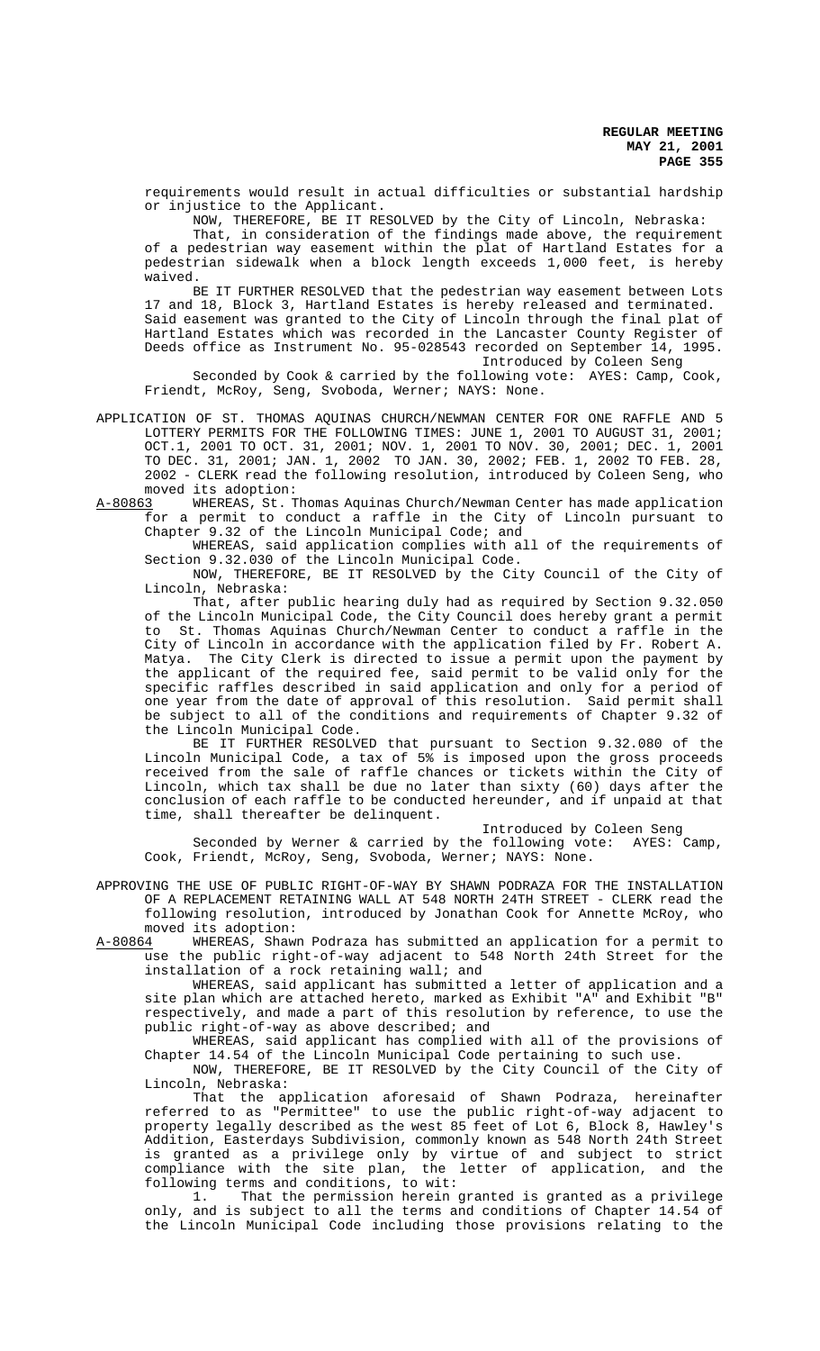requirements would result in actual difficulties or substantial hardship or injustice to the Applicant.

NOW, THEREFORE, BE IT RESOLVED by the City of Lincoln, Nebraska:

That, in consideration of the findings made above, the requirement of a pedestrian way easement within the plat of Hartland Estates for a pedestrian sidewalk when a block length exceeds 1,000 feet, is hereby waived.

BE IT FURTHER RESOLVED that the pedestrian way easement between Lots 17 and 18, Block 3, Hartland Estates is hereby released and terminated. Said easement was granted to the City of Lincoln through the final plat of Hartland Estates which was recorded in the Lancaster County Register of Deeds office as Instrument No. 95-028543 recorded on September 14, 1995.

Introduced by Coleen Seng

Seconded by Cook & carried by the following vote: AYES: Camp, Cook, Friendt, McRoy, Seng, Svoboda, Werner; NAYS: None.

APPLICATION OF ST. THOMAS AQUINAS CHURCH/NEWMAN CENTER FOR ONE RAFFLE AND 5 LOTTERY PERMITS FOR THE FOLLOWING TIMES: JUNE 1, 2001 TO AUGUST 31, 2001; OCT.1, 2001 TO OCT. 31, 2001; NOV. 1, 2001 TO NOV. 30, 2001; DEC. 1, 2001 TO DEC. 31, 2001; JAN. 1, 2002 TO JAN. 30, 2002; FEB. 1, 2002 TO FEB. 28, 2002 - CLERK read the following resolution, introduced by Coleen Seng, who moved its adoption:

A-80863 WHEREAS, St. Thomas Aquinas Church/Newman Center has made application for a permit to conduct a raffle in the City of Lincoln pursuant to Chapter 9.32 of the Lincoln Municipal Code; and

WHEREAS, said application complies with all of the requirements of Section 9.32.030 of the Lincoln Municipal Code.

NOW, THEREFORE, BE IT RESOLVED by the City Council of the City of Lincoln, Nebraska:

That, after public hearing duly had as required by Section 9.32.050 of the Lincoln Municipal Code, the City Council does hereby grant a permit to St. Thomas Aquinas Church/Newman Center to conduct a raffle in the City of Lincoln in accordance with the application filed by Fr. Robert A. Matya. The City Clerk is directed to issue a permit upon the payment by the applicant of the required fee, said permit to be valid only for the specific raffles described in said application and only for a period of one year from the date of approval of this resolution. Said permit shall be subject to all of the conditions and requirements of Chapter 9.32 of the Lincoln Municipal Code.

BE IT FURTHER RESOLVED that pursuant to Section 9.32.080 of the Lincoln Municipal Code, a tax of 5% is imposed upon the gross proceeds received from the sale of raffle chances or tickets within the City of Lincoln, which tax shall be due no later than sixty (60) days after the conclusion of each raffle to be conducted hereunder, and if unpaid at that time, shall thereafter be delinquent.

Introduced by Coleen Seng

Seconded by Werner & carried by the following vote: AYES: Camp, Cook, Friendt, McRoy, Seng, Svoboda, Werner; NAYS: None.

APPROVING THE USE OF PUBLIC RIGHT-OF-WAY BY SHAWN PODRAZA FOR THE INSTALLATION OF A REPLACEMENT RETAINING WALL AT 548 NORTH 24TH STREET - CLERK read the following resolution, introduced by Jonathan Cook for Annette McRoy, who moved its adoption:

A-80864 WHEREAS, Shawn Podraza has submitted an application for a permit to use the public right-of-way adjacent to 548 North 24th Street for the installation of a rock retaining wall; and

WHEREAS, said applicant has submitted a letter of application and a site plan which are attached hereto, marked as Exhibit "A" and Exhibit "B" respectively, and made a part of this resolution by reference, to use the public right-of-way as above described; and

WHEREAS, said applicant has complied with all of the provisions of Chapter 14.54 of the Lincoln Municipal Code pertaining to such use.

NOW, THEREFORE, BE IT RESOLVED by the City Council of the City of Lincoln, Nebraska:

That the application aforesaid of Shawn Podraza, hereinafter referred to as "Permittee" to use the public right-of-way adjacent to property legally described as the west 85 feet of Lot 6, Block 8, Hawley's Addition, Easterdays Subdivision, commonly known as 548 North 24th Street is granted as a privilege only by virtue of and subject to strict compliance with the site plan, the letter of application, and the following terms and conditions, to wit:

1. That the permission herein granted is granted as a privilege only, and is subject to all the terms and conditions of Chapter 14.54 of the Lincoln Municipal Code including those provisions relating to the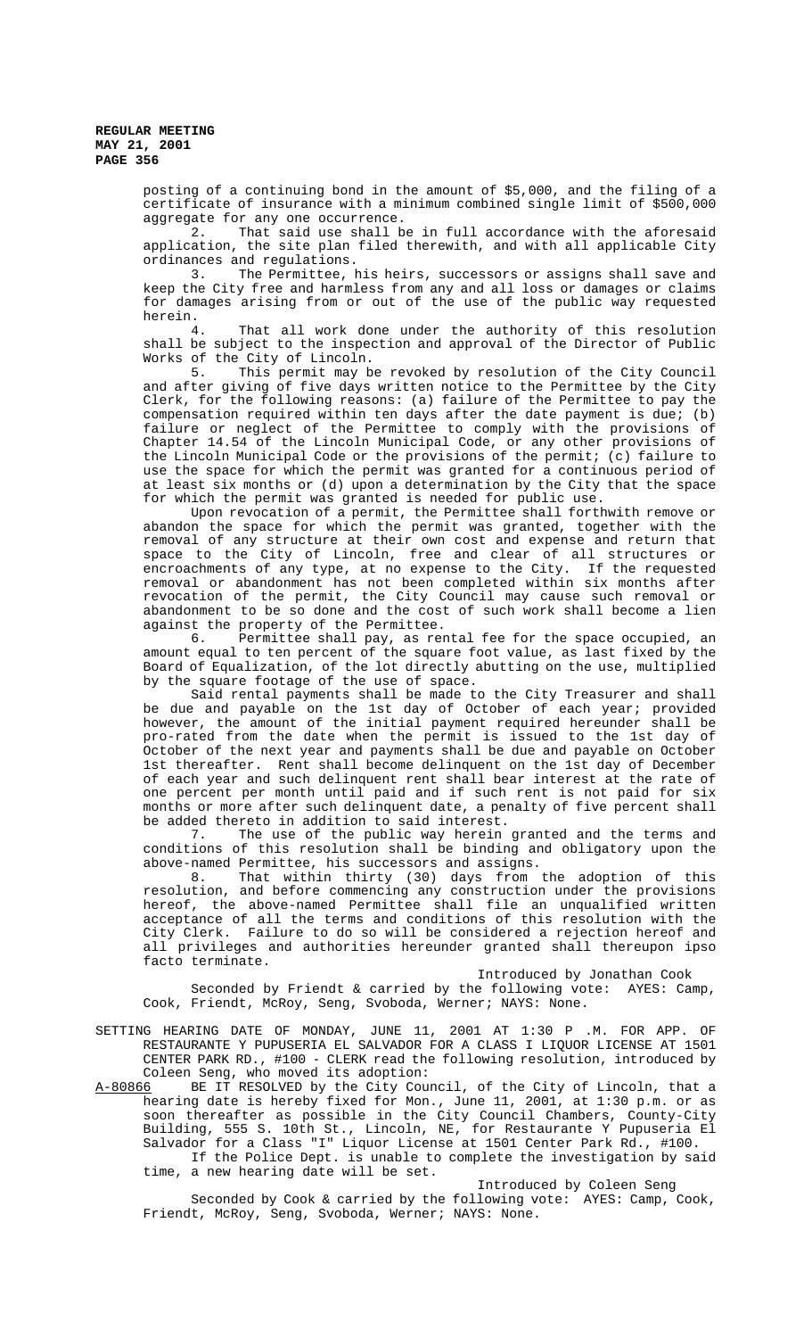posting of a continuing bond in the amount of $5,000, and the filing of a certificate of insurance with a minimum combined single limit of $500,000 aggregate for any one occurrence.

2. That said use shall be in full accordance with the aforesaid application, the site plan filed therewith, and with all applicable City ordinances and regulations.

3. The Permittee, his heirs, successors or assigns shall save and keep the City free and harmless from any and all loss or damages or claims for damages arising from or out of the use of the public way requested herein.

4. That all work done under the authority of this resolution shall be subject to the inspection and approval of the Director of Public Works of the City of Lincoln.

5. This permit may be revoked by resolution of the City Council and after giving of five days written notice to the Permittee by the City Clerk, for the following reasons: (a) failure of the Permittee to pay the compensation required within ten days after the date payment is due; (b) failure or neglect of the Permittee to comply with the provisions of Chapter 14.54 of the Lincoln Municipal Code, or any other provisions of the Lincoln Municipal Code or the provisions of the permit; (c) failure to use the space for which the permit was granted for a continuous period of at least six months or (d) upon a determination by the City that the space for which the permit was granted is needed for public use.

Upon revocation of a permit, the Permittee shall forthwith remove or abandon the space for which the permit was granted, together with the removal of any structure at their own cost and expense and return that space to the City of Lincoln, free and clear of all structures or encroachments of any type, at no expense to the City. If the requested removal or abandonment has not been completed within six months after revocation of the permit, the City Council may cause such removal or abandonment to be so done and the cost of such work shall become a lien against the property of the Permittee.

6. Permittee shall pay, as rental fee for the space occupied, an amount equal to ten percent of the square foot value, as last fixed by the Board of Equalization, of the lot directly abutting on the use, multiplied by the square footage of the use of space.

Said rental payments shall be made to the City Treasurer and shall be due and payable on the 1st day of October of each year; provided however, the amount of the initial payment required hereunder shall be pro-rated from the date when the permit is issued to the 1st day of October of the next year and payments shall be due and payable on October 1st thereafter. Rent shall become delinquent on the 1st day of December of each year and such delinquent rent shall bear interest at the rate of one percent per month until paid and if such rent is not paid for six months or more after such delinquent date, a penalty of five percent shall be added thereto in addition to said interest.

7. The use of the public way herein granted and the terms and conditions of this resolution shall be binding and obligatory upon the above-named Permittee, his successors and assigns.

8. That within thirty (30) days from the adoption of this resolution, and before commencing any construction under the provisions hereof, the above-named Permittee shall file an unqualified written acceptance of all the terms and conditions of this resolution with the City Clerk. Failure to do so will be considered a rejection hereof and all privileges and authorities hereunder granted shall thereupon ipso facto terminate.

Introduced by Jonathan Cook

Seconded by Friendt & carried by the following vote: AYES: Camp, Cook, Friendt, McRoy, Seng, Svoboda, Werner; NAYS: None.

SETTING HEARING DATE OF MONDAY, JUNE 11, 2001 AT 1:30 P .M. FOR APP. OF RESTAURANTE Y PUPUSERIA EL SALVADOR FOR A CLASS I LIQUOR LICENSE AT 1501 CENTER PARK RD., #100 - CLERK read the following resolution, introduced by Coleen Seng, who moved its adoption:

A-80866 BE IT RESOLVED by the City Council, of the City of Lincoln, that a hearing date is hereby fixed for Mon., June 11, 2001, at 1:30 p.m. or as soon thereafter as possible in the City Council Chambers, County-City Building, 555 S. 10th St., Lincoln, NE, for Restaurante Y Pupuseria El Salvador for a Class "I" Liquor License at 1501 Center Park Rd., #100.

If the Police Dept. is unable to complete the investigation by said time, a new hearing date will be set.

Introduced by Coleen Seng

Seconded by Cook & carried by the following vote: AYES: Camp, Cook, Friendt, McRoy, Seng, Svoboda, Werner; NAYS: None.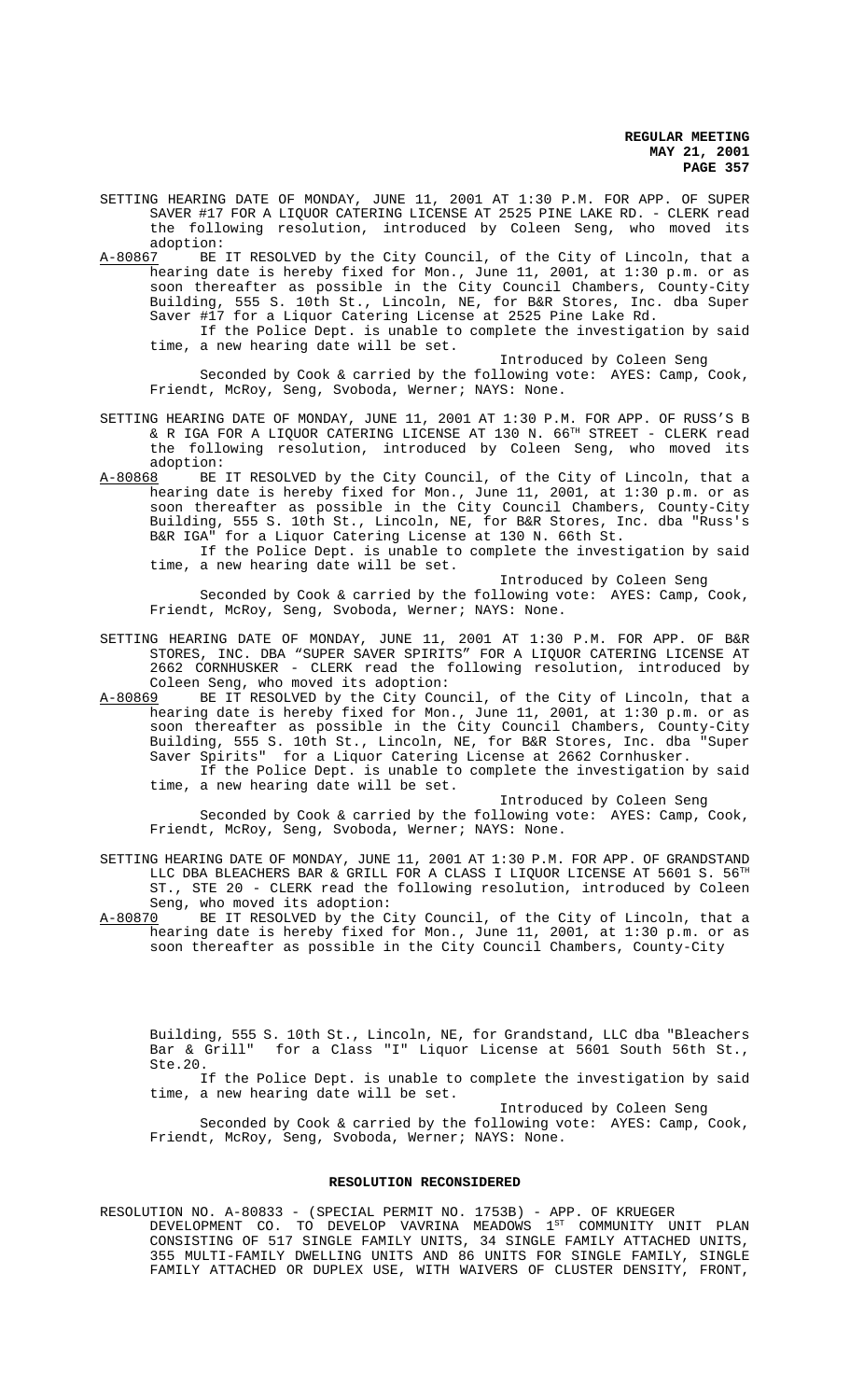SETTING HEARING DATE OF MONDAY, JUNE 11, 2001 AT 1:30 P.M. FOR APP. OF SUPER SAVER #17 FOR A LIQUOR CATERING LICENSE AT 2525 PINE LAKE RD. - CLERK read the following resolution, introduced by Coleen Seng, who moved its adoption:

A-80867 BE IT RESOLVED by the City Council, of the City of Lincoln, that a hearing date is hereby fixed for Mon., June 11, 2001, at 1:30 p.m. or as soon thereafter as possible in the City Council Chambers, County-City Building, 555 S. 10th St., Lincoln, NE, for B&R Stores, Inc. dba Super Saver #17 for a Liquor Catering License at 2525 Pine Lake Rd.

If the Police Dept. is unable to complete the investigation by said time, a new hearing date will be set.

Introduced by Coleen Seng

Seconded by Cook & carried by the following vote: AYES: Camp, Cook, Friendt, McRoy, Seng, Svoboda, Werner; NAYS: None.

SETTING HEARING DATE OF MONDAY, JUNE 11, 2001 AT 1:30 P.M. FOR APP. OF RUSS'S B & R IGA FOR A LIQUOR CATERING LICENSE AT 130 N. 66TH STREET - CLERK read the following resolution, introduced by Coleen Seng, who moved its adoption:

A-80868 BE IT RESOLVED by the City Council, of the City of Lincoln, that a hearing date is hereby fixed for Mon., June 11, 2001, at 1:30 p.m. or as soon thereafter as possible in the City Council Chambers, County-City Building, 555 S. 10th St., Lincoln, NE, for B&R Stores, Inc. dba "Russ's B&R IGA" for a Liquor Catering License at 130 N. 66th St.

If the Police Dept. is unable to complete the investigation by said time, a new hearing date will be set.

Introduced by Coleen Seng

Seconded by Cook & carried by the following vote: AYES: Camp, Cook, Friendt, McRoy, Seng, Svoboda, Werner; NAYS: None.

SETTING HEARING DATE OF MONDAY, JUNE 11, 2001 AT 1:30 P.M. FOR APP. OF B&R STORES, INC. DBA "SUPER SAVER SPIRITS" FOR A LIQUOR CATERING LICENSE AT 2662 CORNHUSKER - CLERK read the following resolution, introduced by Coleen Seng, who moved its adoption:

A-80869 BE IT RESOLVED by the City Council, of the City of Lincoln, that a hearing date is hereby fixed for Mon., June 11, 2001, at 1:30 p.m. or as soon thereafter as possible in the City Council Chambers, County-City Building, 555 S. 10th St., Lincoln, NE, for B&R Stores, Inc. dba "Super Saver Spirits" for a Liquor Catering License at 2662 Cornhusker.

If the Police Dept. is unable to complete the investigation by said time, a new hearing date will be set.

Introduced by Coleen Seng

Seconded by Cook & carried by the following vote: AYES: Camp, Cook, Friendt, McRoy, Seng, Svoboda, Werner; NAYS: None.

SETTING HEARING DATE OF MONDAY, JUNE 11, 2001 AT 1:30 P.M. FOR APP. OF GRANDSTAND LLC DBA BLEACHERS BAR & GRILL FOR A CLASS I LIQUOR LICENSE AT 5601 S. 56TH ST., STE 20 - CLERK read the following resolution, introduced by Coleen Seng, who moved its adoption:

A-80870 BE IT RESOLVED by the City Council, of the City of Lincoln, that a hearing date is hereby fixed for Mon., June 11, 2001, at 1:30 p.m. or as soon thereafter as possible in the City Council Chambers, County-City Building, 555 S. 10th St., Lincoln, NE, for Grandstand, LLC dba "Bleachers Bar & Grill" for a Class "I" Liquor License at 5601 South 56th St., Ste.20.

If the Police Dept. is unable to complete the investigation by said time, a new hearing date will be set.

Introduced by Coleen Seng

Seconded by Cook & carried by the following vote: AYES: Camp, Cook, Friendt, McRoy, Seng, Svoboda, Werner; NAYS: None.

## RESOLUTION RECONSIDERED

RESOLUTION NO. A-80833 - (SPECIAL PERMIT NO. 1753B) - APP. OF KRUEGER DEVELOPMENT CO. TO DEVELOP VAVRINA MEADOWS 1ST COMMUNITY UNIT PLAN CONSISTING OF 517 SINGLE FAMILY UNITS, 34 SINGLE FAMILY ATTACHED UNITS, 355 MULTI-FAMILY DWELLING UNITS AND 86 UNITS FOR SINGLE FAMILY, SINGLE FAMILY ATTACHED OR DUPLEX USE, WITH WAIVERS OF CLUSTER DENSITY, FRONT,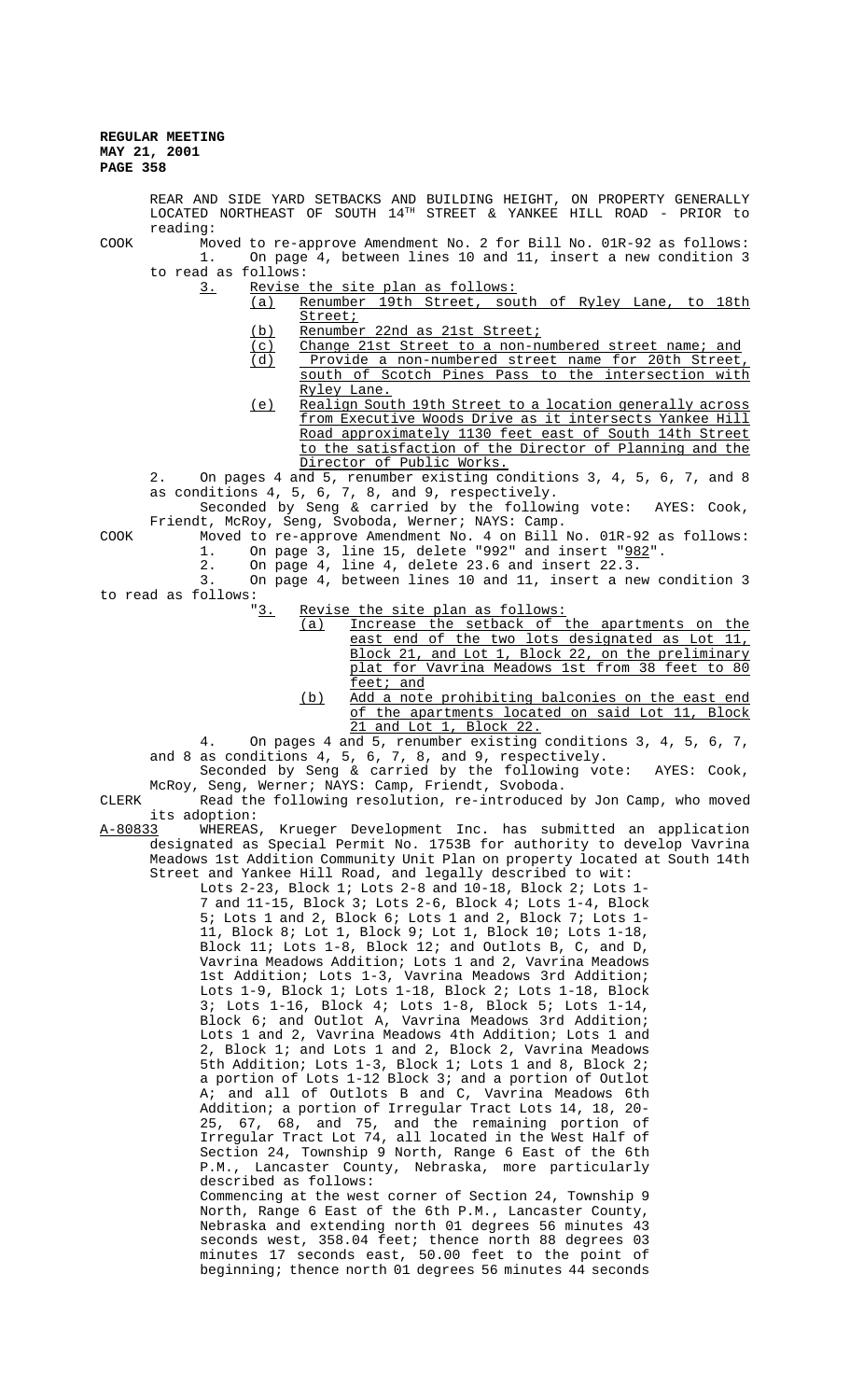REAR AND SIDE YARD SETBACKS AND BUILDING HEIGHT, ON PROPERTY GENERALLY LOCATED NORTHEAST OF SOUTH 14TH STREET & YANKEE HILL ROAD - PRIOR to reading:

COOK Moved to re-approve Amendment No. 2 for Bill No. 01R-92 as follows:

1. On page 4, between lines 10 and 11, insert a new condition 3 to read as follows:

<u>3.</u> <u>Revise the site plan as follows:</u>

<u>(a)</u> <u>Renumber 19th Street, south of Ryley Lane, to 18th Street;</u>

<u>(b)</u> <u>Renumber 22nd as 21st Street;</u>

<u>(c)</u> <u>Change 21st Street to a non-numbered street name; and</u>

<u>(d)</u> <u>Provide a non-numbered street name for 20th Street, south of Scotch Pines Pass to the intersection with Ryley Lane.</u>

<u>(e)</u> <u>Realign South 19th Street to a location generally across from Executive Woods Drive as it intersects Yankee Hill Road approximately 1130 feet east of South 14th Street to the satisfaction of the Director of Planning and the Director of Public Works.</u>

2. On pages 4 and 5, renumber existing conditions 3, 4, 5, 6, 7, and 8 as conditions 4, 5, 6, 7, 8, and 9, respectively.

Seconded by Seng & carried by the following vote: AYES: Cook, Friendt, McRoy, Seng, Svoboda, Werner; NAYS: Camp.

COOK Moved to re-approve Amendment No. 4 on Bill No. 01R-92 as follows:

1. On page 3, line 15, delete "992" and insert "<u>982</u>".
2. On page 4, line 4, delete 23.6 and insert 22.3.
3. On page 4, between lines 10 and 11, insert a new condition 3 to read as follows:

"<u>3.</u> <u>Revise the site plan as follows:</u>

<u>(a)</u> <u>Increase the setback of the apartments on the east end of the two lots designated as Lot 11, Block 21, and Lot 1, Block 22, on the preliminary plat for Vavrina Meadows 1st from 38 feet to 80 feet; and</u>

<u>(b)</u> <u>Add a note prohibiting balconies on the east end of the apartments located on said Lot 11, Block 21 and Lot 1, Block 22.</u>

4. On pages 4 and 5, renumber existing conditions 3, 4, 5, 6, 7, and 8 as conditions 4, 5, 6, 7, 8, and 9, respectively.

Seconded by Seng & carried by the following vote: AYES: Cook, McRoy, Seng, Werner; NAYS: Camp, Friendt, Svoboda.

CLERK Read the following resolution, re-introduced by Jon Camp, who moved its adoption:

<u>A-80833</u> WHEREAS, Krueger Development Inc. has submitted an application designated as Special Permit No. 1753B for authority to develop Vavrina Meadows 1st Addition Community Unit Plan on property located at South 14th Street and Yankee Hill Road, and legally described to wit:

Lots 2-23, Block 1; Lots 2-8 and 10-18, Block 2; Lots 1-7 and 11-15, Block 3; Lots 2-6, Block 4; Lots 1-4, Block 5; Lots 1 and 2, Block 6; Lots 1 and 2, Block 7; Lots 1-11, Block 8; Lot 1, Block 9; Lot 1, Block 10; Lots 1-18, Block 11; Lots 1-8, Block 12; and Outlots B, C, and D, Vavrina Meadows Addition; Lots 1 and 2, Vavrina Meadows 1st Addition; Lots 1-3, Vavrina Meadows 3rd Addition; Lots 1-9, Block 1; Lots 1-18, Block 2; Lots 1-18, Block 3; Lots 1-16, Block 4; Lots 1-8, Block 5; Lots 1-14, Block 6; and Outlot A, Vavrina Meadows 3rd Addition; Lots 1 and 2, Vavrina Meadows 4th Addition; Lots 1 and 2, Block 1; and Lots 1 and 2, Block 2, Vavrina Meadows 5th Addition; Lots 1-3, Block 1; Lots 1 and 8, Block 2; a portion of Lots 1-12 Block 3; and a portion of Outlot A; and all of Outlots B and C, Vavrina Meadows 6th Addition; a portion of Irregular Tract Lots 14, 18, 20-25, 67, 68, and 75, and the remaining portion of Irregular Tract Lot 74, all located in the West Half of Section 24, Township 9 North, Range 6 East of the 6th P.M., Lancaster County, Nebraska, more particularly described as follows:

Commencing at the west corner of Section 24, Township 9 North, Range 6 East of the 6th P.M., Lancaster County, Nebraska and extending north 01 degrees 56 minutes 43 seconds west, 358.04 feet; thence north 88 degrees 03 minutes 17 seconds east, 50.00 feet to the point of beginning; thence north 01 degrees 56 minutes 44 seconds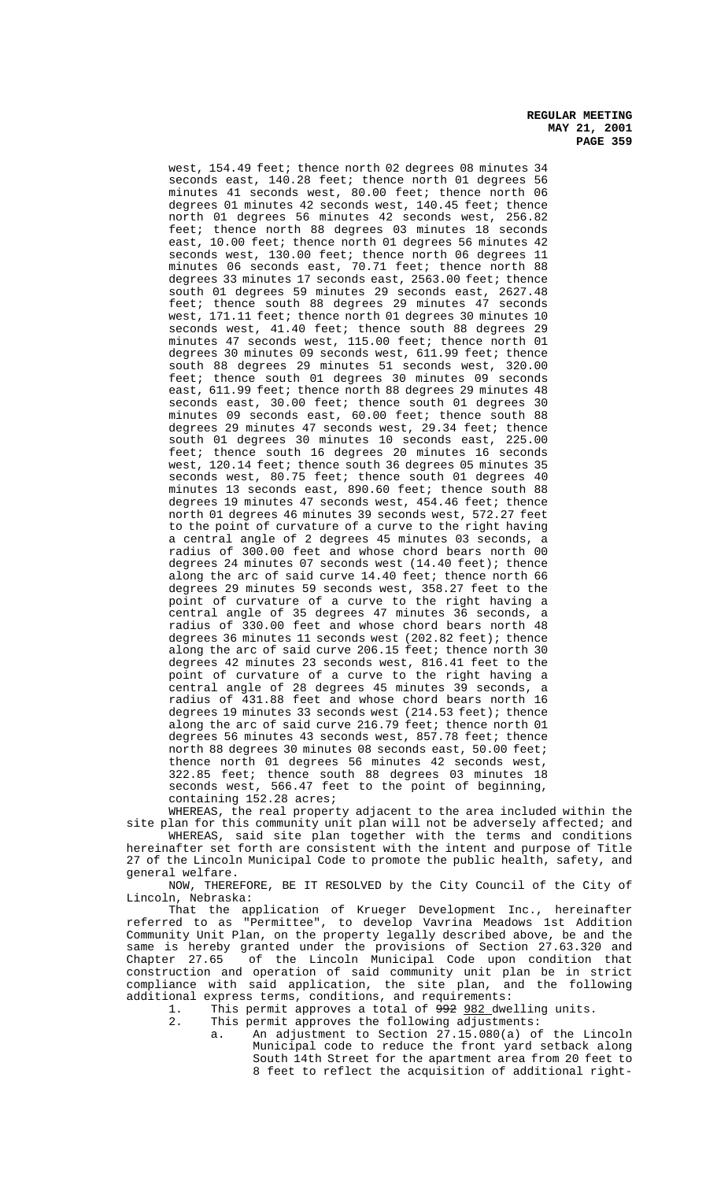west, 154.49 feet; thence north 02 degrees 08 minutes 34 seconds east, 140.28 feet; thence north 01 degrees 56 minutes 41 seconds west, 80.00 feet; thence north 06 degrees 01 minutes 42 seconds west, 140.45 feet; thence north 01 degrees 56 minutes 42 seconds west, 256.82 feet; thence north 88 degrees 03 minutes 18 seconds east, 10.00 feet; thence north 01 degrees 56 minutes 42 seconds west, 130.00 feet; thence north 06 degrees 11 minutes 06 seconds east, 70.71 feet; thence north 88 degrees 33 minutes 17 seconds east, 2563.00 feet; thence south 01 degrees 59 minutes 29 seconds east, 2627.48 feet; thence south 88 degrees 29 minutes 47 seconds west, 171.11 feet; thence north 01 degrees 30 minutes 10 seconds west, 41.40 feet; thence south 88 degrees 29 minutes 47 seconds west, 115.00 feet; thence north 01 degrees 30 minutes 09 seconds west, 611.99 feet; thence south 88 degrees 29 minutes 51 seconds west, 320.00 feet; thence south 01 degrees 30 minutes 09 seconds east, 611.99 feet; thence north 88 degrees 29 minutes 48 seconds east, 30.00 feet; thence south 01 degrees 30 minutes 09 seconds east, 60.00 feet; thence south 88 degrees 29 minutes 47 seconds west, 29.34 feet; thence south 01 degrees 30 minutes 10 seconds east, 225.00 feet; thence south 16 degrees 20 minutes 16 seconds west, 120.14 feet; thence south 36 degrees 05 minutes 35 seconds west, 80.75 feet; thence south 01 degrees 40 minutes 13 seconds east, 890.60 feet; thence south 88 degrees 19 minutes 47 seconds west, 454.46 feet; thence north 01 degrees 46 minutes 39 seconds west, 572.27 feet to the point of curvature of a curve to the right having a central angle of 2 degrees 45 minutes 03 seconds, a radius of 300.00 feet and whose chord bears north 00 degrees 24 minutes 07 seconds west (14.40 feet); thence along the arc of said curve 14.40 feet; thence north 66 degrees 29 minutes 59 seconds west, 358.27 feet to the point of curvature of a curve to the right having a central angle of 35 degrees 47 minutes 36 seconds, a radius of 330.00 feet and whose chord bears north 48 degrees 36 minutes 11 seconds west (202.82 feet); thence along the arc of said curve 206.15 feet; thence north 30 degrees 42 minutes 23 seconds west, 816.41 feet to the point of curvature of a curve to the right having a central angle of 28 degrees 45 minutes 39 seconds, a radius of 431.88 feet and whose chord bears north 16 degrees 19 minutes 33 seconds west (214.53 feet); thence along the arc of said curve 216.79 feet; thence north 01 degrees 56 minutes 43 seconds west, 857.78 feet; thence north 88 degrees 30 minutes 08 seconds east, 50.00 feet; thence north 01 degrees 56 minutes 42 seconds west, 322.85 feet; thence south 88 degrees 03 minutes 18 seconds west, 566.47 feet to the point of beginning, containing 152.28 acres;

WHEREAS, the real property adjacent to the area included within the site plan for this community unit plan will not be adversely affected; and

WHEREAS, said site plan together with the terms and conditions hereinafter set forth are consistent with the intent and purpose of Title 27 of the Lincoln Municipal Code to promote the public health, safety, and general welfare.

NOW, THEREFORE, BE IT RESOLVED by the City Council of the City of Lincoln, Nebraska:

That the application of Krueger Development Inc., hereinafter referred to as "Permittee", to develop Vavrina Meadows 1st Addition Community Unit Plan, on the property legally described above, be and the same is hereby granted under the provisions of Section 27.63.320 and Chapter 27.65 of the Lincoln Municipal Code upon condition that construction and operation of said community unit plan be in strict compliance with said application, the site plan, and the following additional express terms, conditions, and requirements:

1. This permit approves a total of ~~992~~ 982 dwelling units.
2. This permit approves the following adjustments:
   a. An adjustment to Section 27.15.080(a) of the Lincoln Municipal code to reduce the front yard setback along South 14th Street for the apartment area from 20 feet to 8 feet to reflect the acquisition of additional right-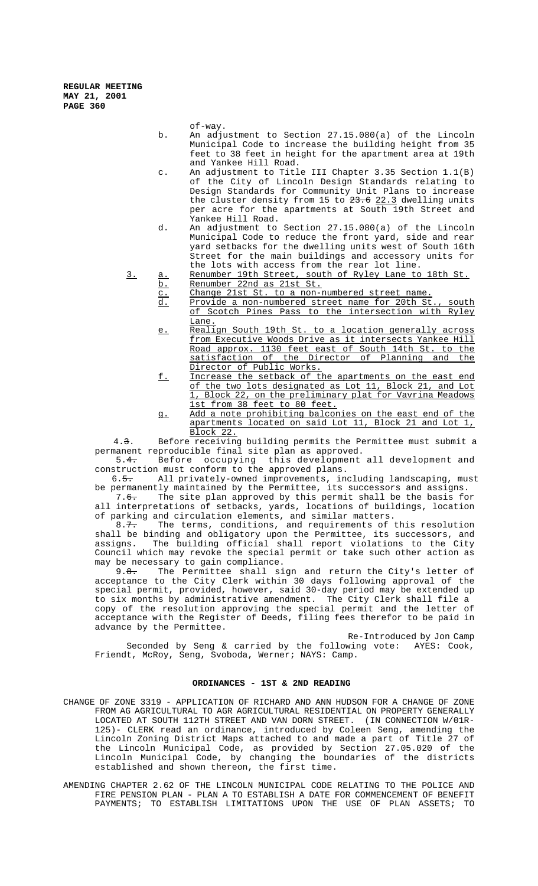of-way.

b. An adjustment to Section 27.15.080(a) of the Lincoln Municipal Code to increase the building height from 35 feet to 38 feet in height for the apartment area at 19th and Yankee Hill Road.

c. An adjustment to Title III Chapter 3.35 Section 1.1(B) of the City of Lincoln Design Standards relating to Design Standards for Community Unit Plans to increase the cluster density from 15 to ~~23.6~~ 22.3 dwelling units per acre for the apartments at South 19th Street and Yankee Hill Road.

d. An adjustment to Section 27.15.080(a) of the Lincoln Municipal Code to reduce the front yard, side and rear yard setbacks for the dwelling units west of South 16th Street for the main buildings and accessory units for the lots with access from the rear lot line.

3. a. Renumber 19th Street, south of Ryley Lane to 18th St.

b. Renumber 22nd as 21st St.

c. Change 21st St. to a non-numbered street name.

d. Provide a non-numbered street name for 20th St., south of Scotch Pines Pass to the intersection with Ryley Lane.

e. Realign South 19th St. to a location generally across from Executive Woods Drive as it intersects Yankee Hill Road approx. 1130 feet east of South 14th St. to the satisfaction of the Director of Planning and the Director of Public Works.

f. Increase the setback of the apartments on the east end of the two lots designated as Lot 11, Block 21, and Lot 1, Block 22, on the preliminary plat for Vavrina Meadows 1st from 38 feet to 80 feet.

g. Add a note prohibiting balconies on the east end of the apartments located on said Lot 11, Block 21 and Lot 1, Block 22.

4.~~3.~~ Before receiving building permits the Permittee must submit a permanent reproducible final site plan as approved.

5.~~4.~~ Before occupying this development all development and construction must conform to the approved plans.

6.~~5.~~ All privately-owned improvements, including landscaping, must be permanently maintained by the Permittee, its successors and assigns.

7.~~6.~~ The site plan approved by this permit shall be the basis for all interpretations of setbacks, yards, locations of buildings, location of parking and circulation elements, and similar matters.

8.~~7.~~ The terms, conditions, and requirements of this resolution shall be binding and obligatory upon the Permittee, its successors, and assigns. The building official shall report violations to the City Council which may revoke the special permit or take such other action as may be necessary to gain compliance.

9.~~8.~~ The Permittee shall sign and return the City's letter of acceptance to the City Clerk within 30 days following approval of the special permit, provided, however, said 30-day period may be extended up to six months by administrative amendment. The City Clerk shall file a copy of the resolution approving the special permit and the letter of acceptance with the Register of Deeds, filing fees therefor to be paid in advance by the Permittee.

Re-Introduced by Jon Camp

Seconded by Seng & carried by the following vote: AYES: Cook, Friendt, McRoy, Seng, Svoboda, Werner; NAYS: Camp.

## ORDINANCES - 1ST & 2ND READING

CHANGE OF ZONE 3319 - APPLICATION OF RICHARD AND ANN HUDSON FOR A CHANGE OF ZONE FROM AG AGRICULTURAL TO AGR AGRICULTURAL RESIDENTIAL ON PROPERTY GENERALLY LOCATED AT SOUTH 112TH STREET AND VAN DORN STREET. (IN CONNECTION W/01R-125)- CLERK read an ordinance, introduced by Coleen Seng, amending the Lincoln Zoning District Maps attached to and made a part of Title 27 of the Lincoln Municipal Code, as provided by Section 27.05.020 of the Lincoln Municipal Code, by changing the boundaries of the districts established and shown thereon, the first time.

AMENDING CHAPTER 2.62 OF THE LINCOLN MUNICIPAL CODE RELATING TO THE POLICE AND FIRE PENSION PLAN - PLAN A TO ESTABLISH A DATE FOR COMMENCEMENT OF BENEFIT PAYMENTS; TO ESTABLISH LIMITATIONS UPON THE USE OF PLAN ASSETS; TO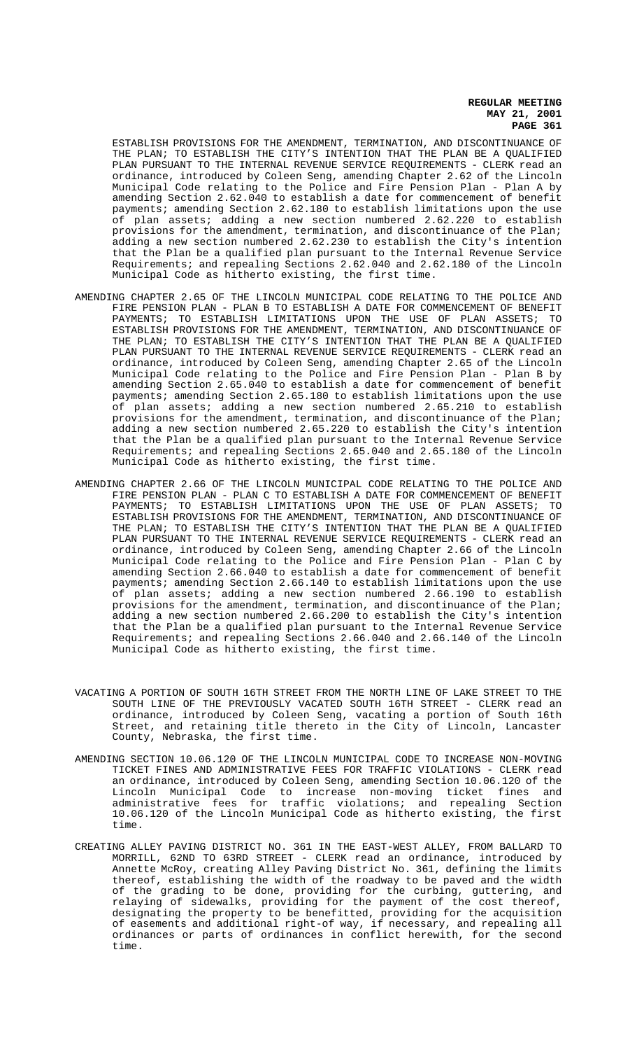ESTABLISH PROVISIONS FOR THE AMENDMENT, TERMINATION, AND DISCONTINUANCE OF THE PLAN; TO ESTABLISH THE CITY'S INTENTION THAT THE PLAN BE A QUALIFIED PLAN PURSUANT TO THE INTERNAL REVENUE SERVICE REQUIREMENTS - CLERK read an ordinance, introduced by Coleen Seng, amending Chapter 2.62 of the Lincoln Municipal Code relating to the Police and Fire Pension Plan - Plan A by amending Section 2.62.040 to establish a date for commencement of benefit payments; amending Section 2.62.180 to establish limitations upon the use of plan assets; adding a new section numbered 2.62.220 to establish provisions for the amendment, termination, and discontinuance of the Plan; adding a new section numbered 2.62.230 to establish the City's intention that the Plan be a qualified plan pursuant to the Internal Revenue Service Requirements; and repealing Sections 2.62.040 and 2.62.180 of the Lincoln Municipal Code as hitherto existing, the first time.

AMENDING CHAPTER 2.65 OF THE LINCOLN MUNICIPAL CODE RELATING TO THE POLICE AND FIRE PENSION PLAN - PLAN B TO ESTABLISH A DATE FOR COMMENCEMENT OF BENEFIT PAYMENTS; TO ESTABLISH LIMITATIONS UPON THE USE OF PLAN ASSETS; TO ESTABLISH PROVISIONS FOR THE AMENDMENT, TERMINATION, AND DISCONTINUANCE OF THE PLAN; TO ESTABLISH THE CITY'S INTENTION THAT THE PLAN BE A QUALIFIED PLAN PURSUANT TO THE INTERNAL REVENUE SERVICE REQUIREMENTS - CLERK read an ordinance, introduced by Coleen Seng, amending Chapter 2.65 of the Lincoln Municipal Code relating to the Police and Fire Pension Plan - Plan B by amending Section 2.65.040 to establish a date for commencement of benefit payments; amending Section 2.65.180 to establish limitations upon the use of plan assets; adding a new section numbered 2.65.210 to establish provisions for the amendment, termination, and discontinuance of the Plan; adding a new section numbered 2.65.220 to establish the City's intention that the Plan be a qualified plan pursuant to the Internal Revenue Service Requirements; and repealing Sections 2.65.040 and 2.65.180 of the Lincoln Municipal Code as hitherto existing, the first time.

AMENDING CHAPTER 2.66 OF THE LINCOLN MUNICIPAL CODE RELATING TO THE POLICE AND FIRE PENSION PLAN - PLAN C TO ESTABLISH A DATE FOR COMMENCEMENT OF BENEFIT PAYMENTS; TO ESTABLISH LIMITATIONS UPON THE USE OF PLAN ASSETS; TO ESTABLISH PROVISIONS FOR THE AMENDMENT, TERMINATION, AND DISCONTINUANCE OF THE PLAN; TO ESTABLISH THE CITY'S INTENTION THAT THE PLAN BE A QUALIFIED PLAN PURSUANT TO THE INTERNAL REVENUE SERVICE REQUIREMENTS - CLERK read an ordinance, introduced by Coleen Seng, amending Chapter 2.66 of the Lincoln Municipal Code relating to the Police and Fire Pension Plan - Plan C by amending Section 2.66.040 to establish a date for commencement of benefit payments; amending Section 2.66.140 to establish limitations upon the use of plan assets; adding a new section numbered 2.66.190 to establish provisions for the amendment, termination, and discontinuance of the Plan; adding a new section numbered 2.66.200 to establish the City's intention that the Plan be a qualified plan pursuant to the Internal Revenue Service Requirements; and repealing Sections 2.66.040 and 2.66.140 of the Lincoln Municipal Code as hitherto existing, the first time.

VACATING A PORTION OF SOUTH 16TH STREET FROM THE NORTH LINE OF LAKE STREET TO THE SOUTH LINE OF THE PREVIOUSLY VACATED SOUTH 16TH STREET - CLERK read an ordinance, introduced by Coleen Seng, vacating a portion of South 16th Street, and retaining title thereto in the City of Lincoln, Lancaster County, Nebraska, the first time.

AMENDING SECTION 10.06.120 OF THE LINCOLN MUNICIPAL CODE TO INCREASE NON-MOVING TICKET FINES AND ADMINISTRATIVE FEES FOR TRAFFIC VIOLATIONS - CLERK read an ordinance, introduced by Coleen Seng, amending Section 10.06.120 of the Lincoln Municipal Code to increase non-moving ticket fines and administrative fees for traffic violations; and repealing Section 10.06.120 of the Lincoln Municipal Code as hitherto existing, the first time.

CREATING ALLEY PAVING DISTRICT NO. 361 IN THE EAST-WEST ALLEY, FROM BALLARD TO MORRILL, 62ND TO 63RD STREET - CLERK read an ordinance, introduced by Annette McRoy, creating Alley Paving District No. 361, defining the limits thereof, establishing the width of the roadway to be paved and the width of the grading to be done, providing for the curbing, guttering, and relaying of sidewalks, providing for the payment of the cost thereof, designating the property to be benefitted, providing for the acquisition of easements and additional right-of way, if necessary, and repealing all ordinances or parts of ordinances in conflict herewith, for the second time.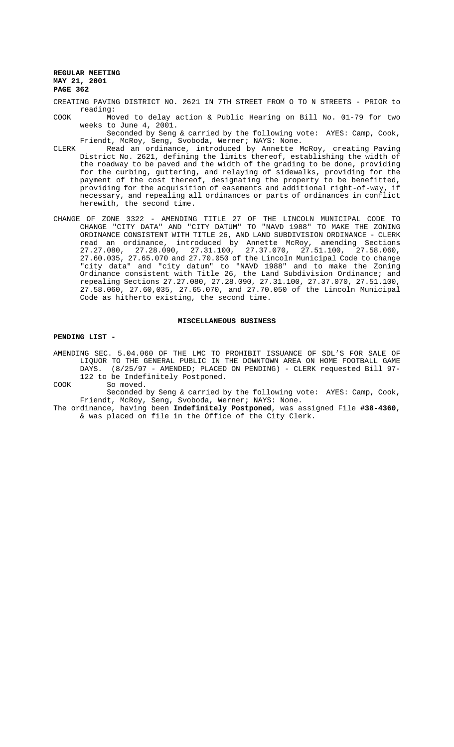CREATING PAVING DISTRICT NO. 2621 IN 7TH STREET FROM O TO N STREETS - PRIOR to reading:

COOK Moved to delay action & Public Hearing on Bill No. 01-79 for two weeks to June 4, 2001.

Seconded by Seng & carried by the following vote: AYES: Camp, Cook, Friendt, McRoy, Seng, Svoboda, Werner; NAYS: None.

CLERK Read an ordinance, introduced by Annette McRoy, creating Paving District No. 2621, defining the limits thereof, establishing the width of the roadway to be paved and the width of the grading to be done, providing for the curbing, guttering, and relaying of sidewalks, providing for the payment of the cost thereof, designating the property to be benefitted, providing for the acquisition of easements and additional right-of-way, if necessary, and repealing all ordinances or parts of ordinances in conflict herewith, the second time.

CHANGE OF ZONE 3322 - AMENDING TITLE 27 OF THE LINCOLN MUNICIPAL CODE TO CHANGE "CITY DATA" AND "CITY DATUM" TO "NAVD 1988" TO MAKE THE ZONING ORDINANCE CONSISTENT WITH TITLE 26, AND LAND SUBDIVISION ORDINANCE - CLERK read an ordinance, introduced by Annette McRoy, amending Sections 27.27.080, 27.28.090, 27.31.100, 27.37.070, 27.51.100, 27.58.060, 27.60.035, 27.65.070 and 27.70.050 of the Lincoln Municipal Code to change "city data" and "city datum" to "NAVD 1988" and to make the Zoning Ordinance consistent with Title 26, the Land Subdivision Ordinance; and repealing Sections 27.27.080, 27.28.090, 27.31.100, 27.37.070, 27.51.100, 27.58.060, 27.60,035, 27.65.070, and 27.70.050 of the Lincoln Municipal Code as hitherto existing, the second time.

## MISCELLANEOUS BUSINESS

**PENDING LIST -**

AMENDING SEC. 5.04.060 OF THE LMC TO PROHIBIT ISSUANCE OF SDL'S FOR SALE OF LIQUOR TO THE GENERAL PUBLIC IN THE DOWNTOWN AREA ON HOME FOOTBALL GAME DAYS. (8/25/97 - AMENDED; PLACED ON PENDING) - CLERK requested Bill 97-122 to be Indefinitely Postponed.

COOK So moved.

Seconded by Seng & carried by the following vote: AYES: Camp, Cook, Friendt, McRoy, Seng, Svoboda, Werner; NAYS: None.

The ordinance, having been **Indefinitely Postponed**, was assigned File **#38-4360**, & was placed on file in the Office of the City Clerk.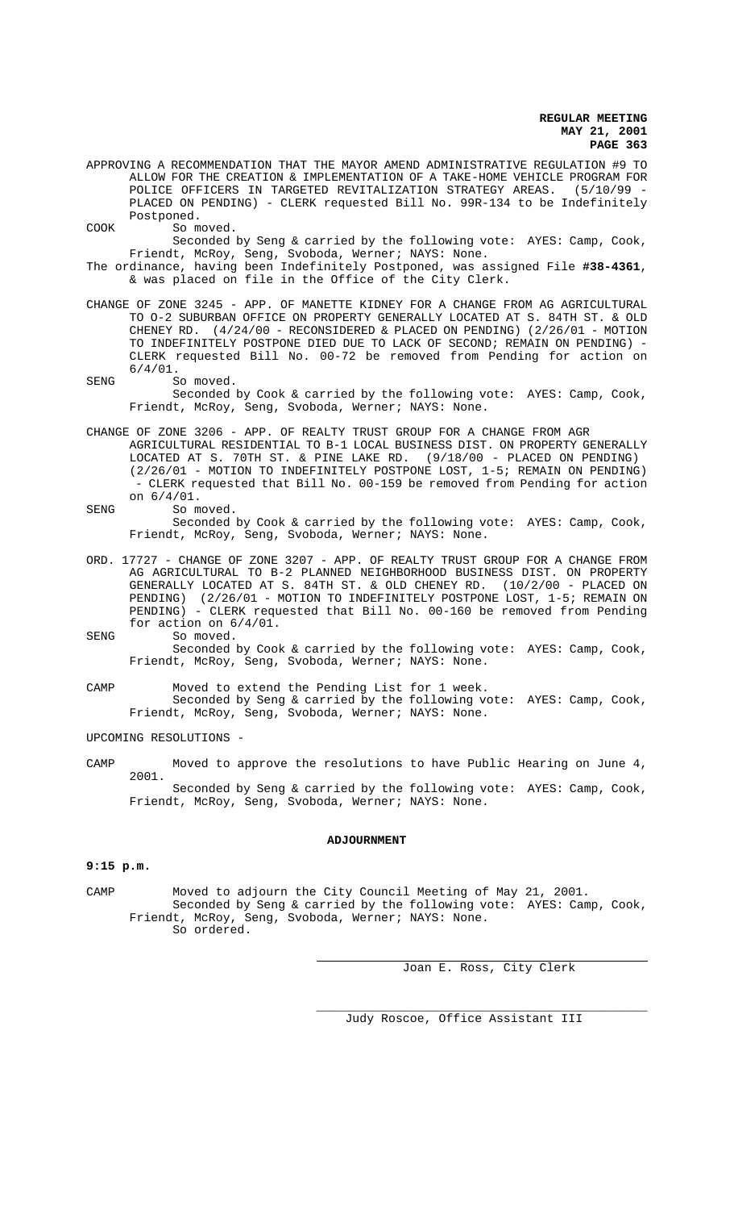APPROVING A RECOMMENDATION THAT THE MAYOR AMEND ADMINISTRATIVE REGULATION #9 TO ALLOW FOR THE CREATION & IMPLEMENTATION OF A TAKE-HOME VEHICLE PROGRAM FOR POLICE OFFICERS IN TARGETED REVITALIZATION STRATEGY AREAS. (5/10/99 - PLACED ON PENDING) - CLERK requested Bill No. 99R-134 to be Indefinitely Postponed.

COOK So moved.

Seconded by Seng & carried by the following vote: AYES: Camp, Cook, Friendt, McRoy, Seng, Svoboda, Werner; NAYS: None.

The ordinance, having been Indefinitely Postponed, was assigned File **#38-4361**, & was placed on file in the Office of the City Clerk.

CHANGE OF ZONE 3245 - APP. OF MANETTE KIDNEY FOR A CHANGE FROM AG AGRICULTURAL TO O-2 SUBURBAN OFFICE ON PROPERTY GENERALLY LOCATED AT S. 84TH ST. & OLD CHENEY RD. (4/24/00 - RECONSIDERED & PLACED ON PENDING) (2/26/01 - MOTION TO INDEFINITELY POSTPONE DIED DUE TO LACK OF SECOND; REMAIN ON PENDING) - CLERK requested Bill No. 00-72 be removed from Pending for action on 6/4/01.

SENG So moved.

Seconded by Cook & carried by the following vote: AYES: Camp, Cook, Friendt, McRoy, Seng, Svoboda, Werner; NAYS: None.

CHANGE OF ZONE 3206 - APP. OF REALTY TRUST GROUP FOR A CHANGE FROM AGR AGRICULTURAL RESIDENTIAL TO B-1 LOCAL BUSINESS DIST. ON PROPERTY GENERALLY LOCATED AT S. 70TH ST. & PINE LAKE RD. (9/18/00 - PLACED ON PENDING) (2/26/01 - MOTION TO INDEFINITELY POSTPONE LOST, 1-5; REMAIN ON PENDING) - CLERK requested that Bill No. 00-159 be removed from Pending for action on 6/4/01.

SENG So moved.

Seconded by Cook & carried by the following vote: AYES: Camp, Cook, Friendt, McRoy, Seng, Svoboda, Werner; NAYS: None.

ORD. 17727 - CHANGE OF ZONE 3207 - APP. OF REALTY TRUST GROUP FOR A CHANGE FROM AG AGRICULTURAL TO B-2 PLANNED NEIGHBORHOOD BUSINESS DIST. ON PROPERTY GENERALLY LOCATED AT S. 84TH ST. & OLD CHENEY RD. (10/2/00 - PLACED ON PENDING) (2/26/01 - MOTION TO INDEFINITELY POSTPONE LOST, 1-5; REMAIN ON PENDING) - CLERK requested that Bill No. 00-160 be removed from Pending for action on 6/4/01.

SENG So moved.

Seconded by Cook & carried by the following vote: AYES: Camp, Cook, Friendt, McRoy, Seng, Svoboda, Werner; NAYS: None.

CAMP Moved to extend the Pending List for 1 week.

Seconded by Seng & carried by the following vote: AYES: Camp, Cook, Friendt, McRoy, Seng, Svoboda, Werner; NAYS: None.

UPCOMING RESOLUTIONS -

CAMP Moved to approve the resolutions to have Public Hearing on June 4, 2001.

Seconded by Seng & carried by the following vote: AYES: Camp, Cook, Friendt, McRoy, Seng, Svoboda, Werner; NAYS: None.

## ADJOURNMENT

**9:15 p.m.**

CAMP Moved to adjourn the City Council Meeting of May 21, 2001.

Seconded by Seng & carried by the following vote: AYES: Camp, Cook, Friendt, McRoy, Seng, Svoboda, Werner; NAYS: None.

So ordered.

Joan E. Ross, City Clerk

Judy Roscoe, Office Assistant III